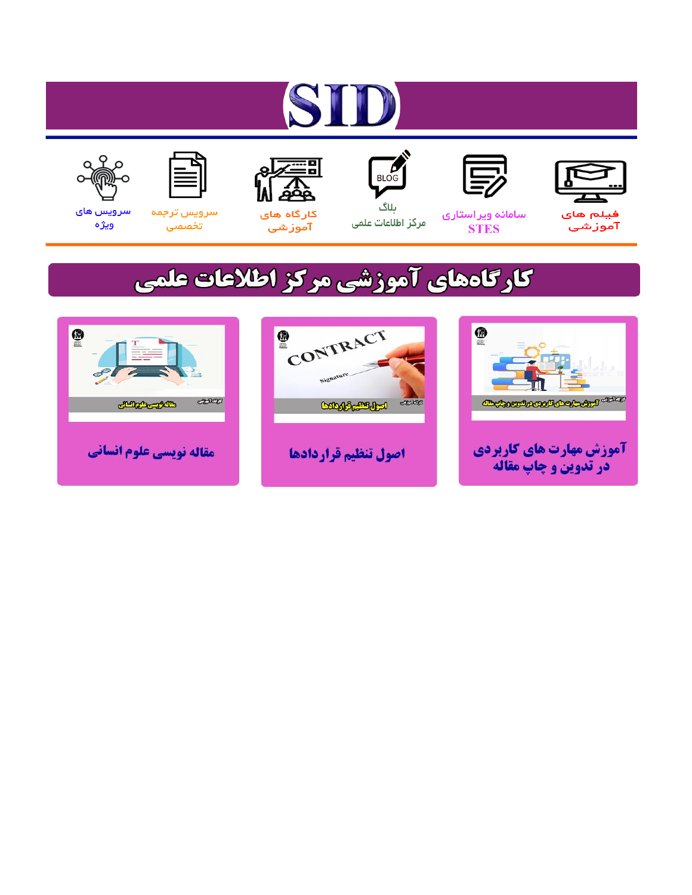# SID

فیلم های آموزشی

سامانه ویراستاری STES

بلاگ مرکز اطلاعات علمی

کارگاه های آموزشی

سرویس ترجمه تخصصی

سرویس های ویژه

## کارگاه‌های آموزشی مرکز اطلاعات علمی

آموزش مهارت های کاربردی در تدوین و چاپ مقاله

اصول تنظیم قراردادها

مقاله نویسی علوم انسانی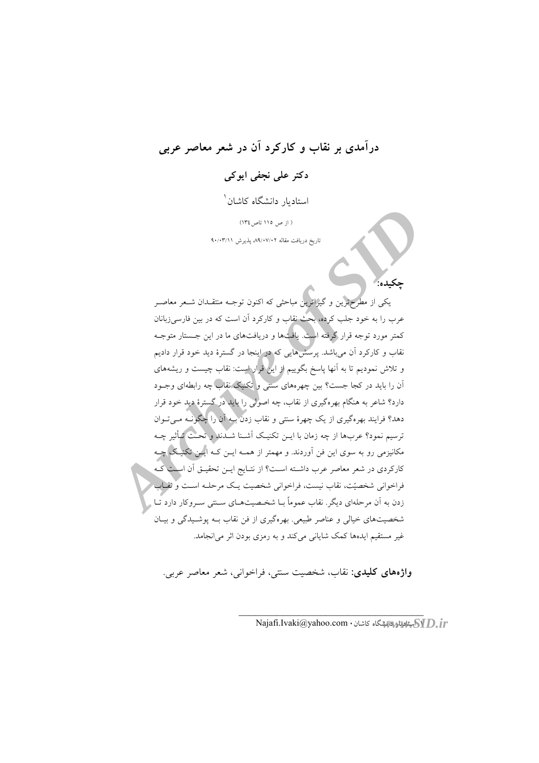# درآمدی بر نقاب و کارکرد آن در شعر معاصر عربی

**دکتر علی نجفی ایوکی**

استادیار دانشگاه کاشان[1]

( از ص ۱۱۵ تاص۱۳٤)

تاریخ دریافت مقاله ۸۹/۰۷/۰۲، پذیرش ۹۰/۰۳/۱۱

## چکیده:

یکی از مطرح‌ترین و گیراترین مباحثی که اکنون توجـه منتقـدان شـعر معاصـر عرب را به خود جلب کرده، بحث نقاب و کارکرد آن است که در بین فارسی‌زبانان کمتر مورد توجه قرار گرفته است. یافت‌ها و دریافت‌های ما در این جـستار متوجـه نقاب و کارکرد آن می‌باشد. پرسش‌هایی که در اینجا در گسترهٔ دید خود قرار دادیم و تلاش نمودیم تا به آنها پاسخ بگوییم از این قرار است: نقاب چیست و ریشه‌های آن را باید در کجا جست؟ بین چهره‌های سنتی و تکنیک نقاب چه رابطه‌ای وجـود دارد؟ شاعر به هنگام بهره‌گیری از نقاب، چه اصولی را باید در گسترهٔ دید خود قرار دهد؟ فرایند بهره‌گیری از یک چهرهٔ سنتی و نقاب زدن بـه آن را چگونـه مـی‌تـوان ترسیم نمود؟ عرب‌ها از چه زمان با ایـن تکنیـک آشـنا شـدند و تحـت تـأثیر چـه مکانیزمی رو به سوی این فن آوردند. و مهمتر از همـه ایـن کـه ایـن تکنیـک چـه کارکردی در شعر معاصر عرب داشـته اسـت؟ از نتـایج ایـن تحقیـق آن اسـت کـه فراخوانی شخصیّت، نقاب نیست، فراخوانی شخصیت یـک مرحلـه اسـت و نقـاب زدن به آن مرحله‌ای دیگر. نقاب عموماً بـا شخـصیت‌هـای سـنتی سـروکار دارد تـا شخصیت‌های خیالی و عناصر طبیعی. بهره‌گیری از فن نقاب بـه پوشـیدگی و بیـان غیر مستقیم ایده‌ها کمک شایانی می‌کند و به رمزی بودن اثر می‌انجامد.

**واژه‌های کلیدی:** نقاب، شخصیت سنتی، فراخوانی، شعر معاصر عربی.

---

[1] استادیار دانشگاه کاشان • Najafi.Ivaki@yahoo.com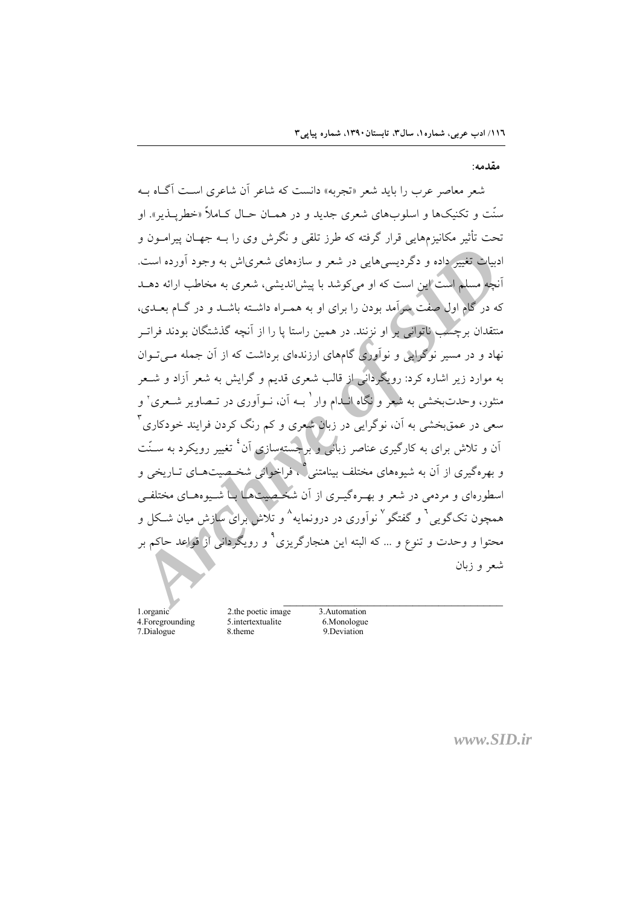**مقدمه:**

شعر معاصر عرب را باید شعر «تجربه» دانست که شاعر آن شاعری است آگاه به سنّت و تکنیک‌ها و اسلوب‌های شعری جدید و در همان حال کاملاً «خطرپذیر». او تحت تأثیر مکانیزم‌هایی قرار گرفته که طرز تلقی و نگرش وی را به جهان پیرامون و ادبیات تغییر داده و دگردیسی‌هایی در شعر و سازه‌های شعری‌اش به وجود آورده است. آنچه مسلم است این است که او می‌کوشد با پیش‌اندیشی، شعری به مخاطب ارائه دهد که در گام اول صفت سرآمد بودن را برای او به همراه داشته باشد و در گام بعدی، منتقدان برچسب ناتوانی بر او نزنند. در همین راستا پا را از آنچه گذشتگان بودند فراتر نهاد و در مسیر نوگرایی و نوآوری گام‌های ارزنده‌ای برداشت که از آن جمله می‌توان به موارد زیر اشاره کرد: رویگردانی از قالب شعری قدیم و گرایش به شعر آزاد و شعر منثور، وحدت‌بخشی به شعر و نگاه اندام وار[1] به آن، نوآوری در تصاویر شعری[2] و سعی در عمق‌بخشی به آن، نوگرایی در زبان شعری و کم رنگ کردن فرایند خودکاری[3] آن و تلاش برای به کارگیری عناصر زبانی و برجسته‌سازی آن[4] تغییر رویکرد به سنّت و بهره‌گیری از آن به شیوه‌های مختلف بینامتنی[5]، فراخوانی شخصیت‌های تاریخی و اسطوره‌ای و مردمی در شعر و بهره‌گیری از آن شخصیت‌ها با شیوه‌های مختلفی همچون تک‌گویی[6] و گفتگو[7] نوآوری در درونمایه[8] و تلاش برای سازش میان شکل و محتوا و وحدت و تنوع و ... که البته این هنجارگریزی[9] و رویگردانی از قواعد حاکم بر شعر و زبان

---

1.organic
2.the poetic image
3.Automation
4.Foregrounding
5.intertextualite
6.Monologue
7.Dialogue
8.theme
9.Deviation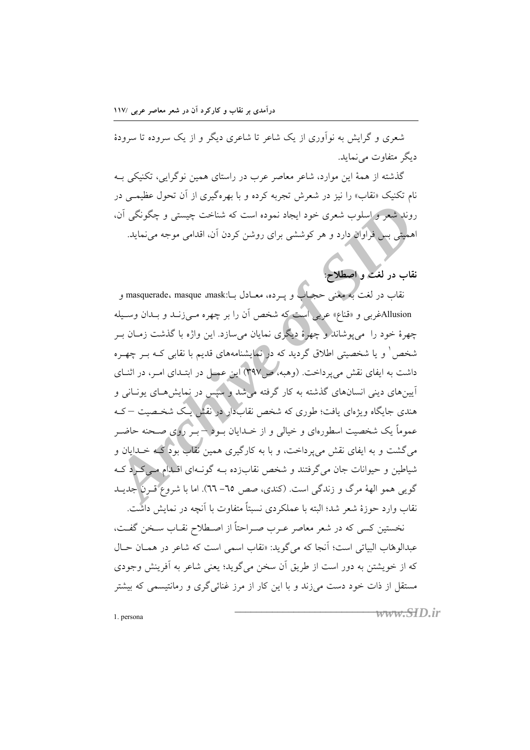شعری و گرایش به نوآوری از یک شاعر تا شاعری دیگر و از یک سروده تا سرودهٔ دیگر متفاوت می‌نماید.

گذشته از همهٔ این موارد، شاعر معاصر عرب در راستای همین نوگرایی، تکنیکی به نام تکنیک «نقاب» را نیز در شعرش تجربه کرده و با بهره‌گیری از آن تحول عظیمی در روند شعر و اسلوب شعری خود ایجاد نموده است که شناخت چیستی و چگونگی آن، اهمیتی بس فراوان دارد و هر کوششی برای روشن کردن آن، اقدامی موجه می‌نماید.

## نقاب در لغت و اصطلاح:

نقاب در لغت به معنی حجاب و پرده، معادل با:mask، masque، masquerade و Allusionغربی و «قناع» عربی است که شخص آن را بر چهره می‌زند و بدان وسیله چهرهٔ خود را می‌پوشاند و چهرهٔ دیگری نمایان می‌سازد. این واژه با گذشت زمان بر شخص[1] و یا شخصیتی اطلاق گردید که در نمایشنامه‌های قدیم با نقابی که بر چهره داشت به ایفای نقش می‌پرداخت. (وهبه، ص۳۹۷) این عمل در ابتدای امر، در اثنای آیین‌های دینی انسان‌های گذشته به کار گرفته می‌شد و سپس در نمایش‌های یونانی و هندی جایگاه ویژه‌ای یافت؛ طوری که شخص نقاب‌دار در نقش یک شخصیت – که عموماً یک شخصیت اسطوره‌ای و خیالی و از خدایان بود – بر روی صحنه حاضر می‌گشت و به ایفای نقش می‌پرداخت، و با به کارگیری همین نقاب بود که خدایان و شیاطین و حیوانات جان می‌گرفتند و شخص نقاب‌زده به گونه‌ای اقدام می‌کرد که گویی همو الههٔ مرگ و زندگی است. (کندی، صص ٦٥– ٦٦). اما با شروع قرن جدید نقاب وارد حوزهٔ شعر شد؛ البته با عملکردی نسبتاً متفاوت با آنچه در نمایش داشت.

نخستین کسی که در شعر معاصر عرب صراحتاً از اصطلاح نقاب سخن گفت، عبدالوهّاب البیاتی است؛ آنجا که می‌گوید: «نقاب اسمی است که شاعر در همان حال که از خویشتن به دور است از طریق آن سخن می‌گوید؛ یعنی شاعر به آفرینش وجودی مستقل از ذات خود دست می‌زند و با این کار از مرز غنائی‌گری و رمانتیسمی که بیشتر

1. persona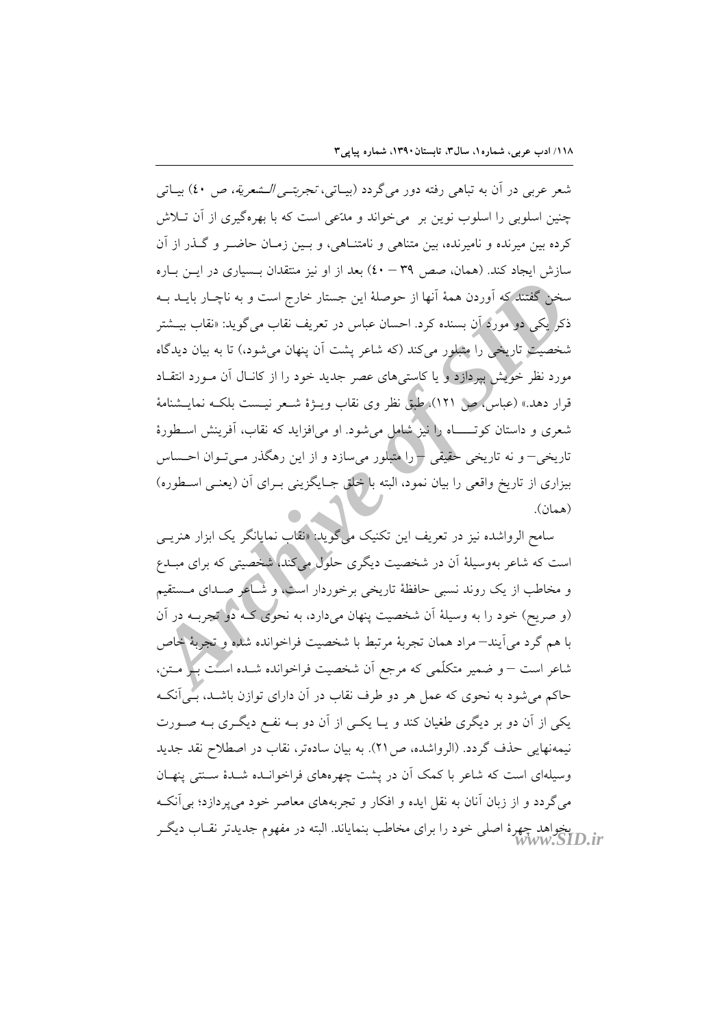شعر عربی در آن به تباهی رفته دور می‌گردد (بیـاتی، *تجربتـی الـشعریة*، ص ٤٠) بیـاتی چنین اسلوبی را اسلوب نوین بر می‌خواند و مدّعی است که با بهره‌گیری از آن تـلاش کرده بین میرنده و نامیرنده، بین متناهی و نامتنـاهی، و بـین زمـان حاضـر و گـذر از آن سازش ایجاد کند. (همان، صص ٣٩ – ٤٠) بعد از او نیز منتقدان بـسیاری در ایـن بـاره سخن گفتند که آوردن همهٔ آنها از حوصلهٔ این جستار خارج است و به ناچـار بایـد بـه ذکر یکی دو مورد آن بسنده کرد. احسان عباس در تعریف نقاب می‌گوید: «نقاب بیـشتر شخصیت تاریخی را متبلور می‌کند (که شاعر پشت آن پنهان می‌شود،) تا به بیان دیدگاه مورد نظر خویش بپردازد و یا کاستی‌های عصر جدید خود را از کانـال آن مـورد انتقـاد قرار دهد.» (عباس، ص ١٢١). طبق نظر وی نقاب ویـژهٔ شـعر نیـست بلکـه نمایـشنامهٔ شعری و داستان کوتـــــاه را نیز شامل می‌شود. او می‌افزاید که نقاب، آفرینش اسـطورهٔ تاریخی– و نه تاریخی حقیقی – را متبلور می‌سازد و از این رهگذر مـی‌تـوان احـساس بیزاری از تاریخ واقعی را بیان نمود، البته با خلق جـایگزینی بـرای آن (یعنـی اسـطوره) (همان).

سامح الرواشده نیز در تعریف این تکنیک می‌گوید: «نقاب نمایانگر یک ابزار هنریـی است که شاعر به‌وسیلهٔ آن در شخصیت دیگری حلول می‌کند، شخصیتی که برای مبـدع و مخاطب از یک روند نسبی حافظهٔ تاریخی برخوردار است، و شـاعر صـدای مـستقیم (و صریح) خود را به وسیلهٔ آن شخصیت پنهان می‌دارد، به نحوی کـه دو تجربـه در آن با هم گرد می‌آیند– مراد همان تجربهٔ مرتبط با شخصیت فراخوانده شده و تجربهٔ خاص شاعر است – و ضمیر متکلّمی که مرجع آن شخصیت فراخوانده شـده اسـت بـر مـتن، حاکم می‌شود به نحوی که عمل هر دو طرف نقاب در آن دارای توازن باشـد، بـی‌آنکـه یکی از آن دو بر دیگری طغیان کند و یـا یکـی از آن دو بـه نفـع دیگـری بـه صـورت نیمه‌نهایی حذف گردد. (الرواشده، ص٢١). به بیان ساده‌تر، نقاب در اصطلاح نقد جدید وسیله‌ای است که شاعر با کمک آن در پشت چهره‌های فراخوانـده شـدهٔ سـنتی پنهـان می‌گردد و از زبان آنان به نقل ایده و افکار و تجربه‌های معاصر خود می‌پردازد؛ بی‌آنکـه بخواهد چهرهٔ اصلی خود را برای مخاطب بنمایاند. البته در مفهوم جدیدتر نقـاب دیگـر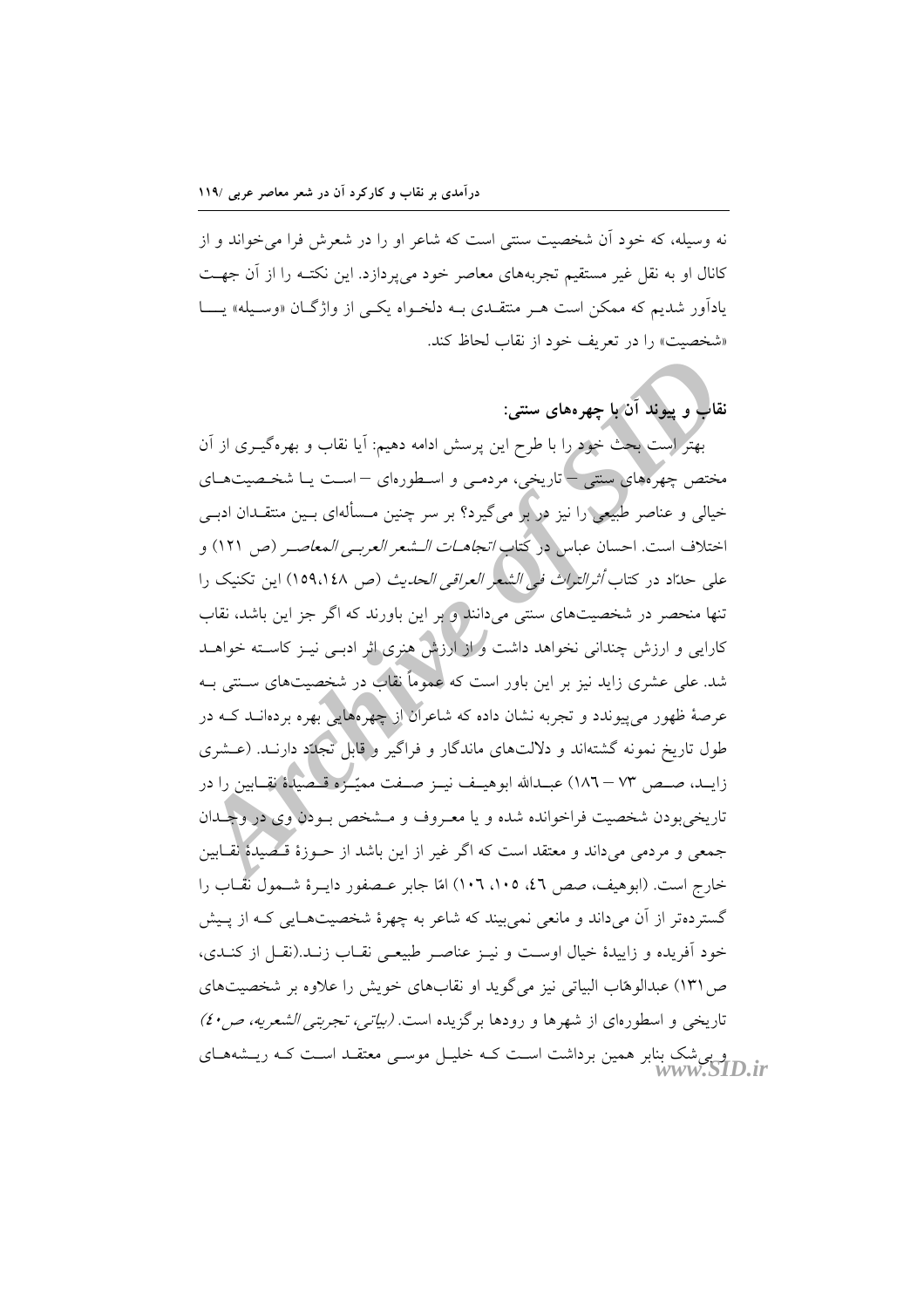نه وسیله، که خود آن شخصیت سنتی است که شاعر او را در شعرش فرا می‌خواند و از کانال او به نقل غیر مستقیم تجربه‌های معاصر خود می‌پردازد. این نکته را از آن جهت یادآور شدیم که ممکن است هر منتقدی به دلخواه یکی از واژگان «وسیله» یا «شخصیت» را در تعریف خود از نقاب لحاظ کند.

## نقاب و پیوند آن با چهره‌های سنتی:

بهتر است بحث خود را با طرح این پرسش ادامه دهیم: آیا نقاب و بهره‌گیری از آن مختص چهره‌های سنتی – تاریخی، مردمی و اسطوره‌ای – است یا شخصیت‌های خیالی و عناصر طبیعی را نیز در بر می‌گیرد؟ بر سر چنین مسأله‌ای بین منتقدان ادبی اختلاف است. احسان عباس در کتاب *اتجاهات الشعر العربی المعاصر* (ص ۱۲۱) و علی حدّاد در کتاب *أثرالتراث فی الشعر العراقی الحدیث* (ص ۱۵۹،۱۴۸) این تکنیک را تنها منحصر در شخصیت‌های سنتی می‌دانند و بر این باورند که اگر جز این باشد، نقاب کارایی و ارزش چندانی نخواهد داشت و از ارزش هنری اثر ادبی نیز کاسته خواهد شد. علی عشری زاید نیز بر این باور است که عموماً نقاب در شخصیت‌های سنتی به عرصهٔ ظهور می‌پیوندد و تجربه نشان داده که شاعران از چهره‌هایی بهره برده‌اند که در طول تاریخ نمونه گشته‌اند و دلالت‌های ماندگار و فراگیر و قابل تجدّد دارند. (عشری زاید، صص ۷۳ – ۱۸۶) عبدالله ابوهیف نیز صفت ممیّزه قصیدهٔ نقابین را در تاریخی‌بودن شخصیت فراخوانده شده و یا معروف و مشخص بودن وی در وجدان جمعی و مردمی می‌داند و معتقد است که اگر غیر از این باشد از حوزهٔ قصیدهٔ نقابین خارج است. (ابوهیف، صص ٤٦، ١٠٥، ١٠٦) امّا جابر عصفور دایرهٔ شمول نقاب را گسترده‌تر از آن می‌داند و مانعی نمی‌بیند که شاعر به چهرهٔ شخصیت‌هایی که از پیش خود آفریده و زاییدهٔ خیال اوست و نیز عناصر طبیعی نقاب زند.(نقل از کندی، ص۱۳۱) عبدالوهّاب البیاتی نیز می‌گوید او نقاب‌های خویش را علاوه بر شخصیت‌های تاریخی و اسطوره‌ای از شهرها و رودها برگزیده است. *(بیاتی، تجربتی الشعریه، ص٤٠)* و بی‌شک بنابر همین برداشت است که خلیل موسی معتقد است که ریشه‌های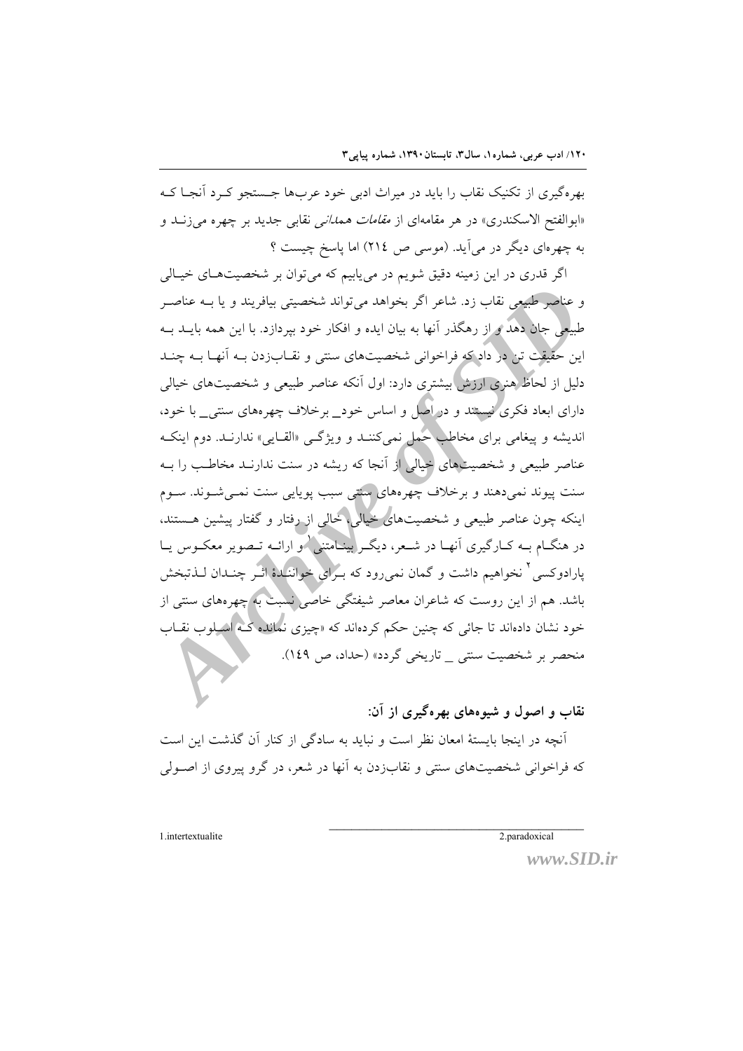بهره‌گیری از تکنیک نقاب را باید در میراث ادبی خود عرب‌ها جستجو کرد آنجا که «ابوالفتح الاسکندری» در هر مقامه‌ای از *مقامات همدانی* نقابی جدید بر چهره می‌زند و به چهره‌ای دیگر در می‌آید. (موسی ص ۲۱٤) اما پاسخ چیست ؟

اگر قدری در این زمینه دقیق شویم در می‌یابیم که می‌توان بر شخصیت‌های خیالی و عناصر طبیعی نقاب زد. شاعر اگر بخواهد می‌تواند شخصیتی بیافریند و یا به عناصر طبیعی جان دهد و از رهگذر آنها به بیان ایده و افکار خود بپردازد. با این همه باید به این حقیقت تن در داد که فراخوانی شخصیت‌های سنتی و نقاب‌زدن به آنها به چند دلیل از لحاظ هنری ارزش بیشتری دارد: اول آنکه عناصر طبیعی و شخصیت‌های خیالی دارای ابعاد فکری نیستند و در اصل و اساس خود_ برخلاف چهره‌های سنتی_ با خود، اندیشه و پیغامی برای مخاطب حمل نمی‌کنند و ویژگی «القایی» ندارند. دوم اینکه عناصر طبیعی و شخصیت‌های خیالی از آنجا که ریشه در سنت ندارند مخاطب را به سنت پیوند نمی‌دهند و برخلاف چهره‌های سنتی سبب پویایی سنت نمی‌شوند. سوم اینکه چون عناصر طبیعی و شخصیت‌های خیالی، خالی از رفتار و گفتار پیشین هستند، در هنگام به کارگیری آنها در شعر، دیگر بینامتنی[1] و ارائه تصویر معکوس یا پارادوکسی[2] نخواهیم داشت و گمان نمی‌رود که برای خوانندهٔ اثر چندان لذتبخش باشد. هم از این روست که شاعران معاصر شیفتگی خاصی نسبت به چهره‌های سنتی از خود نشان داده‌اند تا جائی که چنین حکم کرده‌اند که «چیزی نمانده که اسلوب نقاب منحصر بر شخصیت سنتی _ تاریخی گردد» (حداد، ص ١٤٩).

### نقاب و اصول و شیوه‌های بهره‌گیری از آن:

آنچه در اینجا بایستهٔ امعان نظر است و نباید به سادگی از کنار آن گذشت این است که فراخوانی شخصیت‌های سنتی و نقاب‌زدن به آنها در شعر، در گرو پیروی از اصولی

---

1. intertextualite
2. paradoxical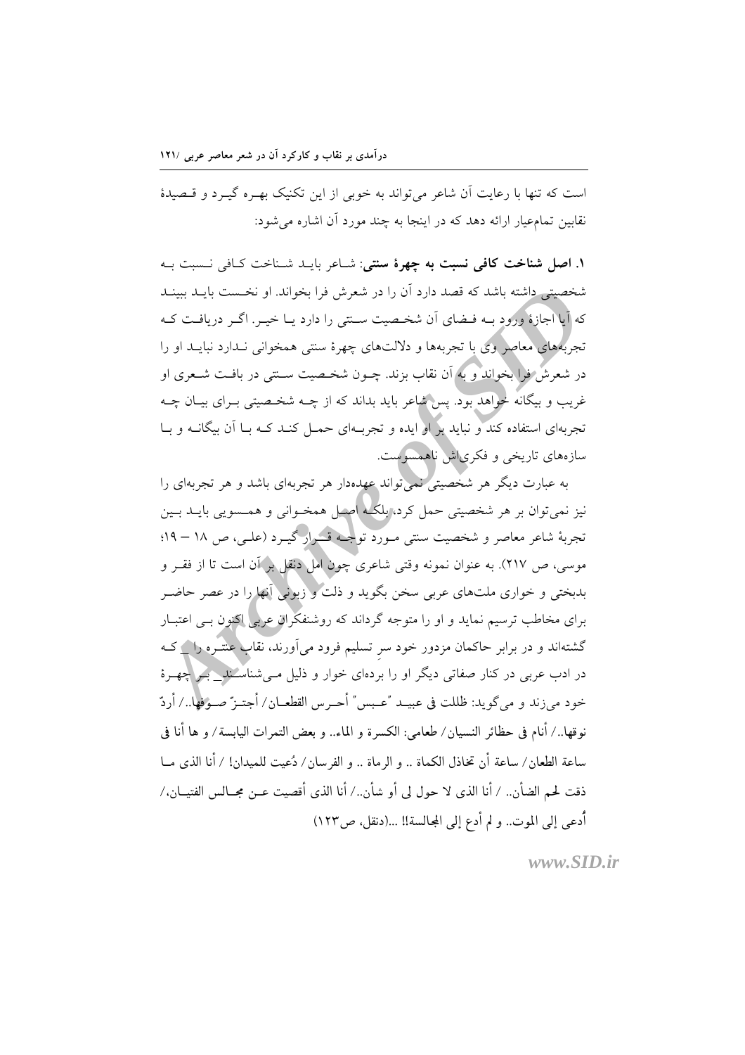است که تنها با رعایت آن شاعر می‌تواند به خوبی از این تکنیک بهره گیرد و قصیدهٔ نقابین تمام‌عیار ارائه دهد که در اینجا به چند مورد آن اشاره می‌شود:

۱. **اصل شناخت کافی نسبت به چهرهٔ سنتی**: شاعر باید شناخت کافی نسبت به شخصیتی داشته باشد که قصد دارد آن را در شعرش فرا بخواند. او نخست باید ببیند که آیا اجازهٔ ورود به فضای آن شخصیت سنتی را دارد یا خیر. اگر دریافت که تجربه‌های معاصر وی با تجربه‌ها و دلالت‌های چهرهٔ سنتی همخوانی ندارد نباید او را در شعرش فرا بخواند و به آن نقاب بزند. چون شخصیت سنتی در بافت شعری او غریب و بیگانه خواهد بود. پس شاعر باید بداند که از چه شخصیتی برای بیان چه تجربه‌ای استفاده کند و نباید بر او ایده و تجربه‌ای حمل کند که با آن بیگانه و با سازه‌های تاریخی و فکری‌اش ناهمسوست.

به عبارت دیگر هر شخصیتی نمی‌تواند عهده‌دار هر تجربه‌ای باشد و هر تجربه‌ای را نیز نمی‌توان بر هر شخصیتی حمل کرد، بلکه اصل همخوانی و همسویی باید بین تجربهٔ شاعر معاصر و شخصیت سنتی مورد توجه قرار گیرد (علی، ص ۱۸ – ۱۹؛ موسی، ص ۲۱۷). به عنوان نمونه وقتی شاعری چون امل دنقل بر آن است تا از فقر و بدبختی و خواری ملت‌های عربی سخن بگوید و ذلت و زبونی آنها را در عصر حاضر برای مخاطب ترسیم نماید و او را متوجه گرداند که روشنفکران عربی اکنون بی اعتبار گشته‌اند و در برابر حاکمان مزدور خود سرِ تسلیم فرود می‌آورند، نقاب عنتره را ـ که در ادب عربی در کنار صفاتی دیگر او را برده‌ای خوار و ذلیل می‌شناسند ـ بر چهرهٔ خود می‌زند و می‌گوید: ظللت فی عبید "عبس" أحرس القطعان/ أجتزّ صوفها../ أردّ نوقها../ أنام فی حظائر النسیان/ طعامی: الکسرة و الماء.. و بعض التمرات الیابسة/ و ها أنا فی ساعة الطعان/ ساعة أن تخاذل الکماة .. و الرماة .. و الفرسان/ دُعیت للمیدان! / أنا الذی ما ذقت لحم الضأن.. / أنا الذی لا حول لی أو شأن../ أنا الذی أقصیت عن مجالس الفتیان،/ أُدعی إلی الموت.. و لم أدع إلی المجالسة!! ...(دنقل، ص۱۲۳)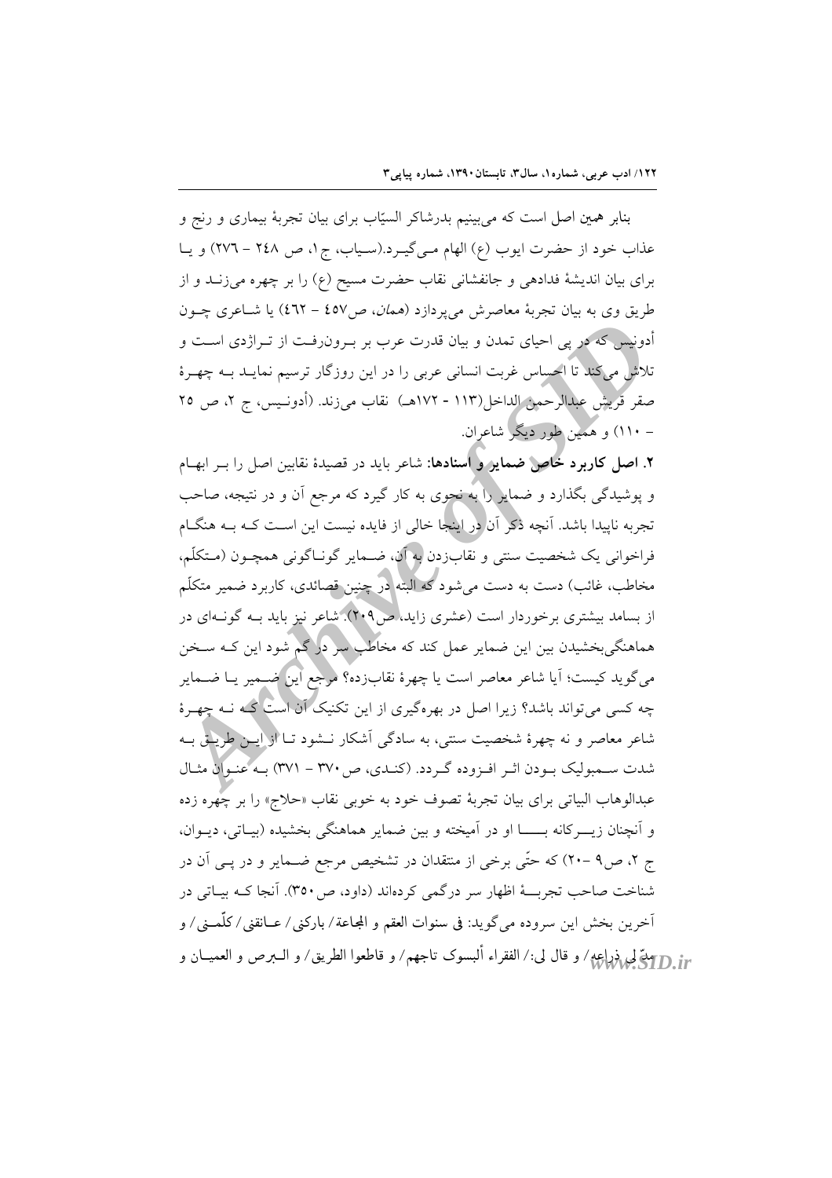بنابر همین اصل است که می‌بینیم بدرشاکر السیّاب برای بیان تجربهٔ بیماری و رنج و عذاب خود از حضرت ایوب (ع) الهام مـی‌گیـرد.(سـیاب، ج۱، ص ۲٤۸ – ۲۷٦) و یـا برای بیان اندیشهٔ فداهی و جانفشانی نقاب حضرت مسیح (ع) را بر چهره می‌زنـد و از طریق وی به بیان تجربهٔ معاصرش می‌پردازد (*همان*، ص٤٥٧ – ٤٦۲) یا شـاعری چـون أدونیس که در پی احیای تمدن و بیان قدرت عرب بر بـرون‌رفـت از تـراژدی اسـت و تلاش می‌کند تا احساس غربت انسانی عربی را در این روزگار ترسیم نمایـد بـه چهـرهٔ صقر قریش عبدالرحمن الداخل(۱۱۳ - ۱۷۲هـ) نقاب می‌زند. (أدونـیس، ج ۲، ص ۲٥ – ۱۱۰) و همین طور دیگر شاعران.

**۲. اصل کاربرد خاص ضمایر و اسنادها:** شاعر باید در قصیدهٔ نقابین اصل را بـر ابهـام و پوشیدگی بگذارد و ضمایر را به نحوی به کار گیرد که مرجع آن و در نتیجه، صاحب تجربه ناپیدا باشد. آنچه ذکر آن در اینجا خالی از فایده نیست این اسـت کـه بـه هنگـام فراخوانی یک شخصیت سنتی و نقاب‌زدن به آن، ضـمایر گونـاگونی همچـون (مـتکلّم، مخاطب، غائب) دست به دست می‌شود که البته در چنین قصائدی، کاربرد ضمیر متکلّم از بسامد بیشتری برخوردار است (عشری زاید، ص۲۰۹). شاعر نیز باید بـه گونـه‌ای در هماهنگی‌بخشیدن بین این ضمایر عمل کند که مخاطب سر در گم شود این کـه سـخن می‌گوید کیست؛ آیا شاعر معاصر است یا چهرهٔ نقاب‌زده؟ مرجع این ضـمیر یـا ضـمایر چه کسی می‌تواند باشد؟ زیرا اصل در بهره‌گیری از این تکنیک آن است کـه نـه چهـرهٔ شاعر معاصر و نه چهرهٔ شخصیت سنتی، به سادگی آشکار نـشود تـا از ایـن طریـق بـه شدت سـمبولیک بـودن اثـر افـزوده گـردد. (کنـدی، ص۳۷۰ – ۳۷۱) بـه عنـوان مثـال عبدالوهاب البیاتی برای بیان تجربهٔ تصوف خود به خوبی نقاب «حلاج» را بر چهره زده و آنچنان زیـرکانه بـا او در آمیخته و بین ضمایر هماهنگی بخشیده (بیـاتی، دیـوان، ج ۲، ص۹ –۲۰) که حتّی برخی از منتقدان در تشخیص مرجع ضـمایر و در پـی آن در شناخت صاحب تجربـهٔ اظهار سر درگمی کرده‌اند (داود، ص۳٥۰). آنجا کـه بیـاتی در آخرین بخش این سروده می‌گوید: فی سنوات العقم و المجاعة/ بارکنی/ عـانقنی/ کلّمـنی/ و مدّ لی ذراعه/ و قال لی:/ الفقراء ألبسوک تاجهم/ و قاطعوا الطریق/ و الـبرص و العمیـان و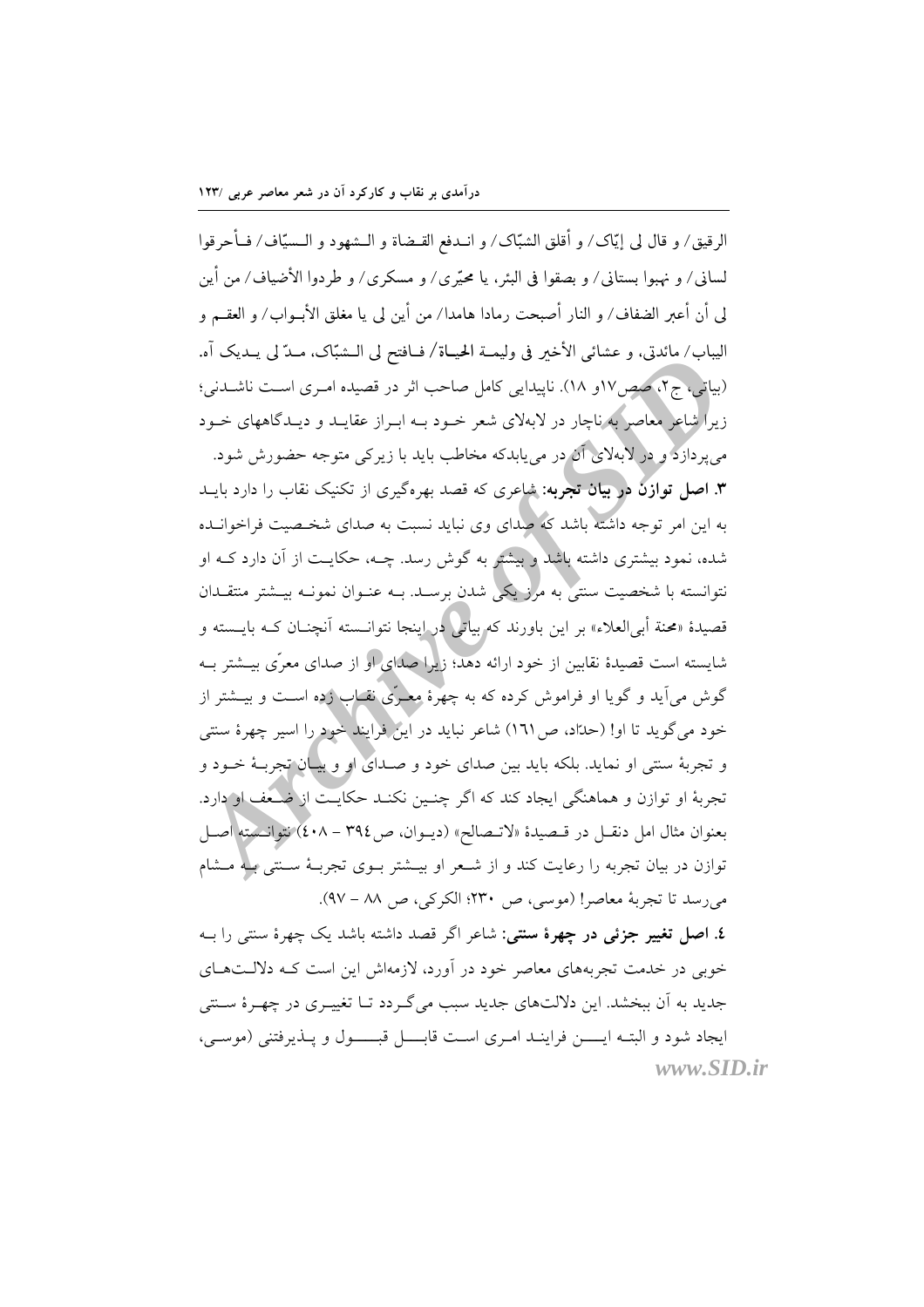الرقيق/ و قال لی إیّاک/ و أقلق الشبّاک/ و انـدفع القـضاة و الـشهود و الـسیّاف/ فـأحرقوا لسانی/ و نهبوا بستانی/ و بصقوا فی البئر، یا محیّری/ و مسکری/ و طردوا الأضیاف/ من أین لی أن أعبر الضفاف/ و النار أصبحت رمادا هامدا/ من أین لی یا مغلق الأبـواب/ و العقـم و الیباب/ مائدتی، و عشائی الأخیر فی ولیمـة الحیـاة/ فـافتح لی الـشبّاک، مـدّ لی یـدیک آه. (بیاتی، ج۲، صص۱۷و ۱۸). ناپیدایی کامل صاحب اثر در قصیده امـری اسـت ناشـدنی؛ زیرا شاعر معاصر به ناچار در لابه‌لای شعر خـود بـه ابـراز عقایـد و دیـدگاههای خـود می‌پردازد و در لابه‌لای آن در می‌یابدکه مخاطب باید با زیرکی متوجه حضورش شود.

**۳. اصل توازن در بیان تجربه:** شاعری که قصد بهره‌گیری از تکنیک نقاب را دارد بایـد به این امر توجه داشته باشد که صدای وی نباید نسبت به صدای شخـصیت فراخوانـده شده، نمود بیشتری داشته باشد و بیشتر به گوش رسد. چـه، حکایـت از آن دارد کـه او نتوانسته با شخصیت سنتی به مرز یکی شدن برسـد. بـه عنـوان نمونـه بیـشتر منتقـدان قصیدهٔ «محنة أبي‌العلاء» بر این باورند که بیاتی در اینجا نتوانـسته آنچنـان کـه بایـسته و شایسته است قصیدهٔ نقابین از خود ارائه دهد؛ زیرا صدای او از صدای معرّی بیـشتر بـه گوش می‌آید و گویا او فراموش کرده که به چهرهٔ معـرّی نقـاب زده اسـت و بیـشتر از خود می‌گوید تا او! (حدّاد، ص۱٦۱) شاعر نباید در این فرایند خود را اسیر چهرهٔ سنتی و تجربهٔ سنتی او نماید. بلکه باید بین صدای خود و صـدای او و بیـان تجربـهٔ خـود و تجربهٔ او توازن و هماهنگی ایجاد کند که اگر چنـین نکنـد حکایـت از ضـعف او دارد. بعنوان مثال امل دنقـل در قـصیدهٔ «لاتـصالح» (دیـوان، ص۳۹٤ – ٤۰۸) نتوانـسته اصـل توازن در بیان تجربه را رعایت کند و از شـعر او بیـشتر بـوی تجربـهٔ سـنتی بـه مـشام می‌رسد تا تجربهٔ معاصر! (موسی، ص ۲۳۰؛ الکرکی، ص ۸۸ – ۹۷).

**٤. اصل تغییر جزئی در چهرهٔ سنتی:** شاعر اگر قصد داشته باشد یک چهرهٔ سنتی را بـه خوبی در خدمت تجربه‌های معاصر خود در آورد، لازمه‌اش این است کـه دلالـت‌هـای جدید به آن ببخشد. این دلالت‌های جدید سبب می‌گـردد تـا تغییـری در چهـرهٔ سـنتی ایجاد شود و البتـه ایـــن فراینـد امـری اسـت قابـــل قبـــول و پـذیرفتنی (موسـی،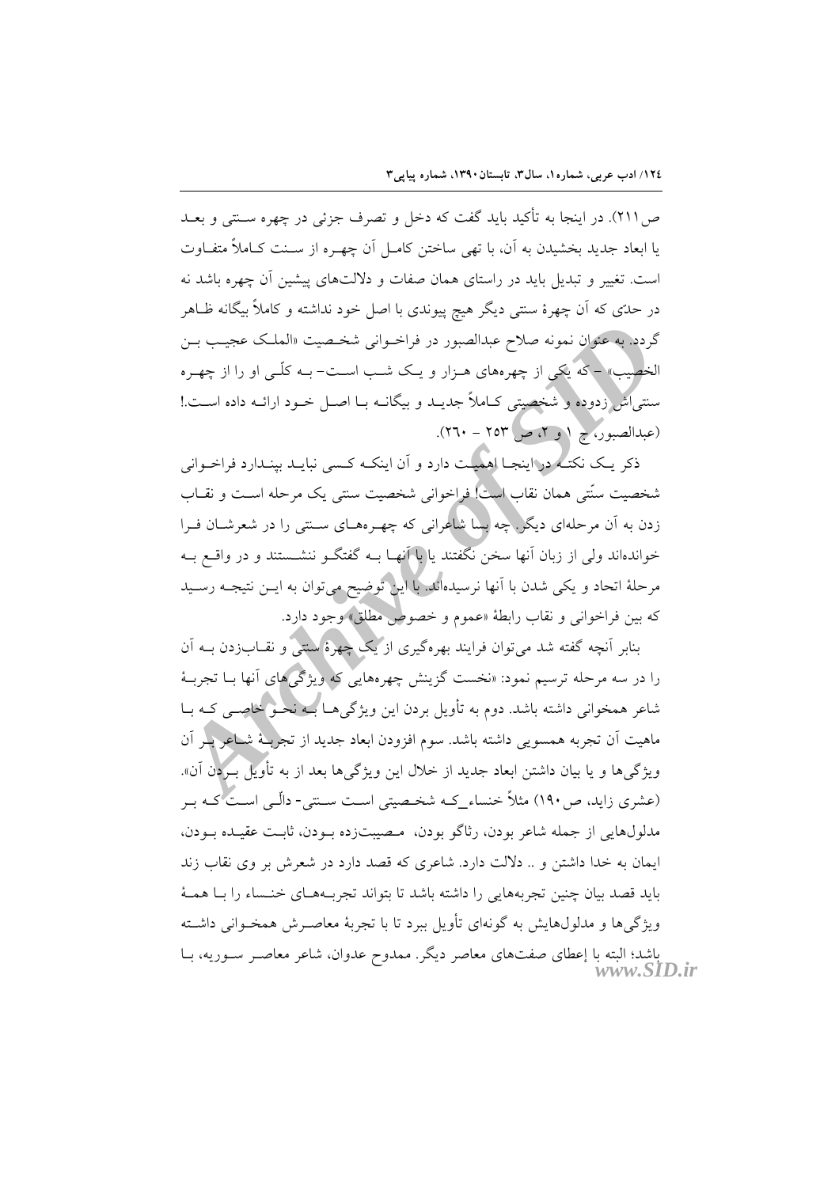ص ۲۱۱). در اینجا به تأکید باید گفت که دخل و تصرف جزئی در چهره سنتی و بعد یا ابعاد جدید بخشیدن به آن، با تهی ساختن کامل آن چهره از سنت کاملاً متفاوت است. تغییر و تبدیل باید در راستای همان صفات و دلالت‌های پیشین آن چهره باشد نه در حدّی که آن چهرهٔ سنتی دیگر هیچ پیوندی با اصل خود نداشته و کاملاً بیگانه ظاهر گردد. به عنوان نمونه صلاح عبدالصبور در فراخوانی شخصیت «الملک عجیب بن الخصیب» - که یکی از چهره‌های هزار و یک شب است- به کلّی او را از چهره سنتی‌اش زدوده و شخصیتی کاملاً جدید و بیگانه با اصل خود ارائه داده است.! (عبدالصبور، ج ۱ و ۲، ص ۲۵۳ – ۲٦۰).

ذکر یک نکته در اینجا اهمیت دارد و آن اینکه کسی نباید بپندارد فراخوانی شخصیت سنّتی همان نقاب است! فراخوانی شخصیت سنتی یک مرحله است و نقاب زدن به آن مرحله‌ای دیگر. چه بسا شاعرانی که چهره‌های سنتی را در شعرشان فرا خوانده‌اند ولی از زبان آنها سخن نگفتند یا با آنها به گفتگو ننشستند و در واقع به مرحلهٔ اتحاد و یکی شدن با آنها نرسیده‌اند. با این توضیح می‌توان به این نتیجه رسید که بین فراخوانی و نقاب رابطهٔ «عموم و خصوص مطلق» وجود دارد.

بنابر آنچه گفته شد می‌توان فرایند بهره‌گیری از یک چهرهٔ سنتی و نقاب‌زدن به آن را در سه مرحله ترسیم نمود: «نخست گزینش چهره‌هایی که ویژگی‌های آنها با تجربهٔ شاعر همخوانی داشته باشد. دوم به تأویل بردن این ویژگی‌ها به نحو خاصی که با ماهیت آن تجربه همسویی داشته باشد. سوم افزودن ابعاد جدید از تجربهٔ شاعر بر آن ویژگی‌ها و یا بیان داشتن ابعاد جدید از خلال این ویژگی‌ها بعد از به تأویل بردن آن». (عشری زاید، ص ۱۹۰) مثلاً خنساء_که شخصیتی است سنتی- دالّی است که بر مدلول‌هایی از جمله شاعر بودن، رثاگو بودن، مصیبت‌زده بودن، ثابت عقیده بودن، ایمان به خدا داشتن و .. دلالت دارد. شاعری که قصد دارد در شعرش بر وی نقاب زند باید قصد بیان چنین تجربه‌هایی را داشته باشد تا بتواند تجربه‌های خنساء را با همهٔ ویژگی‌ها و مدلول‌هایش به گونه‌ای تأویل ببرد تا با تجربهٔ معاصرش همخوانی داشته باشد؛ البته با إعطای صفت‌های معاصر دیگر. ممدوح عدوان، شاعر معاصر سوریه، با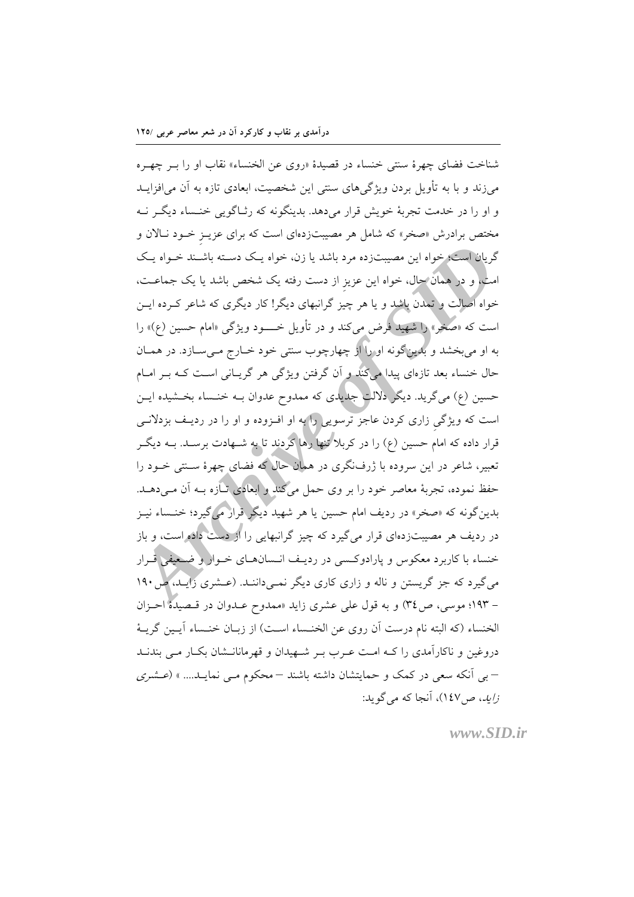شناخت فضای چهرهٔ سنتی خنساء در قصیدهٔ «روی عن الخنساء» نقاب او را بـر چهـره می‌زند و با به تأویل بردن ویژگی‌های سنتی این شخصیت، ابعادی تازه به آن می‌افزایـد و او را در خدمت تجربهٔ خویش قرار می‌دهد. بدینگونه که رثـاگویی خنـساء دیگـر نـه مختص برادرش «صخر» که شامل هر مصیبت‌زده‌ای است که برای عزیـزِ خـود نـالان و گریان است؛ خواه این مصیبت‌زده مرد باشد یا زن، خواه یـک دسـته باشـند خـواه یـک امت، و در همان حال، خواه این عزیز از دست رفته یک شخص باشد یا یک جماعـت، خواه اصالت و تمدن باشد و یا هر چیز گرانبهای دیگر! کار دیگری که شاعر کـرده ایـن است که «صخر» را شهید فرض می‌کند و در تأویل خـــود ویژگی «امام حسین (ع)» را به او می‌بخشد و بدین‌گونه او را از چهارچوب سنتی خود خـارج مـی‌سـازد. در همـان حال خنساء بعد تازه‌ای پیدا می‌کند و آن گرفتن ویژگی هر گریـانی اسـت کـه بـر امـام حسین (ع) می‌گرید. دیگر دلالت جدیدی که ممدوح عدوان بـه خنـساء بخـشیده ایـن است که ویژگیِ زاری کردن عاجز ترسویی را به او افـزوده و او را در ردیـف بزدلانـی قرار داده که امام حسین (ع) را در کربلا تنها رها کردند تا به شـهادت برسـد. بـه دیگـر تعبیر، شاعر در این سروده با ژرف‌نگری در همان حال که فضای چهرهٔ سـنتی خـود را حفظ نموده، تجربهٔ معاصر خود را بر وی حمل می‌کند و ابعادی تـازه بـه آن مـی‌دهـد. بدین‌گونه که «صخر» در ردیف امام حسین یا هر شهید دیگر قرار می‌گیرد؛ خنـساء نیـز در ردیف هر مصیبت‌زده‌ای قرار می‌گیرد که چیز گرانبهایی را از دست داده است، و باز خنساء با کاربرد معکوس و پارادوکـسی در ردیـف انـسان‌هـای خـوار و ضـعیفی قـرار می‌گیرد که جز گریستن و ناله و زاری کاری دیگر نمـی‌داننـد. (عـشری زایـد، ص۱۹۰ – ۱۹۳؛ موسی، ص۳٤) و به قول علی عشری زاید «ممدوح عـدوان در قـصیدهٔ احـزان الخنساء (که البته نام درست آن روی عن الخنساء اسـت) از زبـان خنـساء آیـین گریـهٔ دروغین و ناکارآمدی را کـه امـت عـرب بـر شـهیدان و قهرمانانـشان بکـار مـی بندنـد – بی آنکه سعی در کمک و حمایتشان داشته باشند – محکوم مـی نمایـد.... » (*عـشری زاید*، ص۱٤۷)، آنجا که می‌گوید: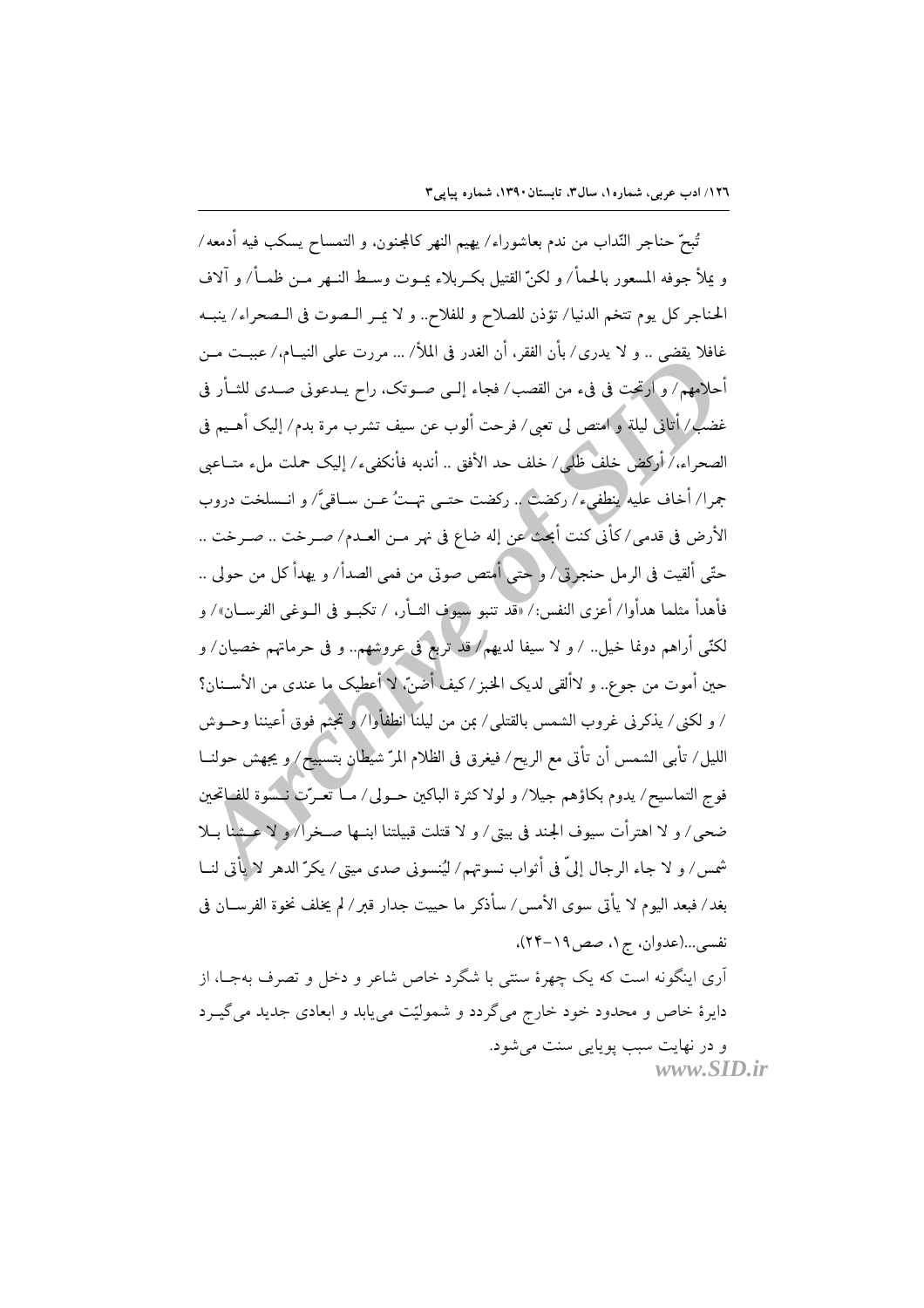تُبحّ حناجر النّداب من ندم بعاشوراء/ يهيم النهر كالمجنون، و التمساح يسكب فيه أدمعه/ و يملأ جوفه المسعور بالحمأ/ و لكنّ القتيل بكربلاء يموت وسط النهر من ظمأ/ و آلاف الحناجر كل يوم تتخم الدنيا/ تؤذن للصلاح و للفلاح.. و لا يمر الصوت في الصحراء/ ينبه غافلا يقضي .. و لا يدري/ بأن الفقر، أن الغدر في الملأ/ ... مررت على النيام،/ عببت من أحلامهم/ و ارتحت في فيء من القصب/ فجاء إلى صوتك، راح يدعوني صدى للثأر في غضب/ أتاني ليلة و امتص لي تعبي/ فرحت ألوب عن سيف تشرب مرة بدم/ إليك أهيم في الصحراء،/ أركض خلف ظلي/ خلف حد الأفق .. أندبه فأنكفيء/ إليك حملت ملء متاعبي جمرا/ أخاف عليه ينطفيء/ ركضت .. ركضت حتى تهتّ عن ساقيَّ/ و انسلخت دروب الأرض في قدمي/ كأني كنت أبحث عن إله ضاع في نهر من العدم/ صرخت .. صرخت .. حتّى ألقيت في الرمل حنجرتي/ و حتى أمتص صوتي من فمي الصدأ/ و يهدأ كل من حولي .. فأهدأ مثلما هدأوا/ أعزى النفس:/ «قد تنبو سيوف الثأر، / تكبو في الوغى الفرسان»/ و لكنّي أراهم دونما خيل.. / و لا سيفا لديهم/ قد تربع في عروشهم.. و في حرماتهم خصيان/ و حين أموت من جوع.. و لاألقى لديك الخبز/ كيف أضنّ، لا أعطيك ما عندي من الأسنان؟ / و لكني/ يذكرني غروب الشمس بالقتلى/ بمن من ليلنا انطفأوا/ و تجثم فوق أعيننا وحوش الليل/ تأبى الشمس أن تأتي مع الريح/ فيغرق في الظلام المرّ شيطان بتسبيح/ و يجهش حولنا فوج التماسيح/ يدوم بكاؤهم جيلا/ و لولا كثرة الباكين حولي/ ما تعرّت نسوة للفاتحين ضحى/ و لا اهترأت سيوف الجند في بيتي/ و لا قتلت قبيلتنا ابنها صخرا/ و لا عشنا بلا شمس/ و لا جاء الرجال إليّ في أثواب نسوتهم/ ليُنسوني صدى ميتي/ يكرّ الدهر لا يأتي لنا بغد/ فبعد اليوم لا يأتي سوى الأمس/ سأذكر ما حييت جدار قبر/ لم يخلف نخوة الفرسان في نفسي...(عدوان، ج۱، صص۱۹-۲۴).

آری اینگونه است که یک چهرۀ سنتی با شگرد خاص شاعر و دخل و تصرف به‌جا، از دایرۀ خاص و محدود خود خارج می‌گردد و شمولیّت می‌یابد و ابعادی جدید می‌گیرد و در نهایت سبب پویایی سنت می‌شود.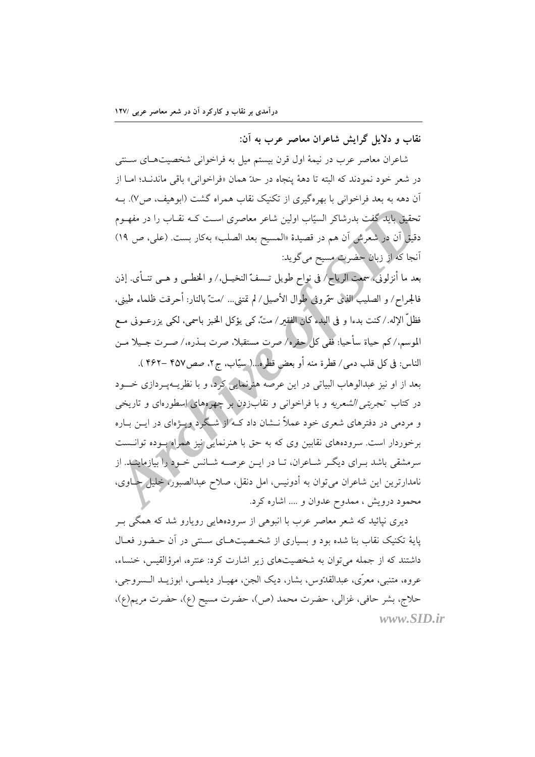**نقاب و دلایل گرایش شاعران معاصر عرب به آن:**

شاعران معاصر عرب در نیمهٔ اول قرن بیستم میل به فراخوانی شخصیت‌های سنتی در شعر خود نمودند که البته تا دههٔ پنجاه در حدّ همان «فراخوانی» باقی ماندند؛ اما از آن دهه به بعد فراخوانی با بهره‌گیری از تکنیک نقاب همراه گشت (ابوهیف، ص۷). به تحقیق باید گفت بدرشاکر السیّاب اولین شاعر معاصری است که نقاب را در مفهوم دقیق آن در شعرش آن هم در قصیدهٔ «المسیح بعد الصلب» به‌کار بست. (علی، ص ۱۹) آنجا که از زبان حضرت مسیح می‌گوید:

بعد ما أنزلونی، سمعت الریاح/ فی نواح طویل تسفّ النخیل،/ و الخطی و هی تنأی. إذن فالجراح/ و الصلیب الذی سمّرونی طوال الأصیل/ لم تمتنی... /متّ بالنار: أحرقت ظلماء طینی، فظلّ الإله./ کنت بدءا و فی البدء کان الفقیر/ متّ، کی یؤکل الخبز باسمی، لکی یزرعونی مع الموسم،/ کم حیاة سأحیا: ففی کل حفره/ صرت مستقبلا، صرت بذره،/ صرت جیلا من الناس: فی کل قلب دمی/ قطرة منه أو بعض قطره...( سیّاب، ج۲، صص۴۵۷ –۴۶۲ ).

بعد از او نیز عبدالوهاب البیاتی در این عرصه هنرنمایی کرد، و با نظریه‌پردازی خود در کتاب *تجربتی الشعریه* و با فراخوانی و نقاب‌زدن بر چهره‌های اسطوره‌ای و تاریخی و مردمی در دفترهای شعری خود عملاً نشان داد که از شگرد ویژه‌ای در این باره برخوردار است. سروده‌های نقابین وی که به حق با هنرنمایی نیز همراه بوده توانست سرمشقی باشد برای دیگر شاعران، تا در این عرصه شانس خود را بیازمایند. از نامدارترین این شاعران می‌توان به أدونیس، امل دنقل، صلاح عبدالصبور، خلیل حاوی، محمود درویش ، ممدوح عدوان و .... اشاره کرد.

دیری نپائید که شعر معاصر عرب با انبوهی از سروده‌هایی رویارو شد که همگی بر پایهٔ تکنیک نقاب بنا شده بود و بسیاری از شخصیت‌های سنتی در آن حضور فعال داشتند که از جمله می‌توان به شخصیت‌های زیر اشارت کرد: عنتره، امرؤالقیس، خنساء، عروه، متنبی، معرّی، عبدالقدّوس، بشار، دیک الجن، مهیار دیلمی، ابوزید السروجی، حلاج، بشر حافی، غزالی، حضرت محمد (ص)، حضرت مسیح (ع)، حضرت مریم(ع)،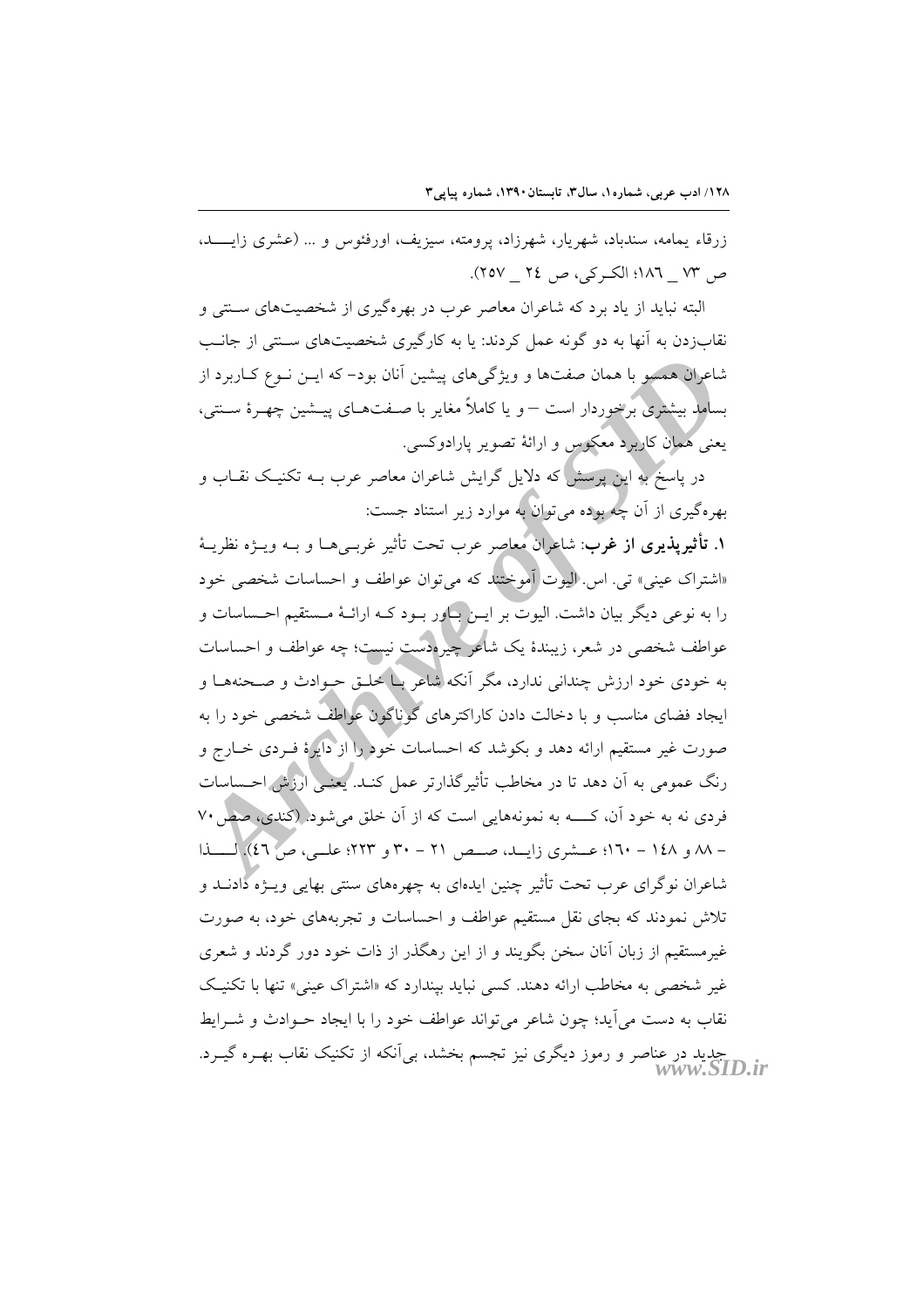زرقاء یمامه، سندباد، شهریار، شهرزاد، پرومته، سیزیف، اورفئوس و ... (عشری زایــد، ص ۷۳ _ ۱۸٦؛ الکـرکی، ص ۲٤ _ ۲۵۷).

البته نباید از یاد برد که شاعران معاصر عرب در بهره‌گیری از شخصیت‌های سـنتی و نقاب‌زدن به آنها به دو گونه عمل کردند: یا به کارگیری شخصیت‌های سـنتی از جانـب شاعران همسو با همان صفت‌ها و ویژگی‌های پیشین آنان بود- که ایـن نـوع کـاربرد از بسامد بیشتری برخوردار است – و یا کاملاً مغایر با صـفت‌هـای پیـشین چهـرهٔ سـنتی، یعنی همان کاربرد معکوس و ارائهٔ تصویر پارادوکسی.

در پاسخ به این پرسش که دلایل گرایش شاعران معاصر عرب بـه تکنیـک نقـاب و بهره‌گیری از آن چه بوده می‌توان به موارد زیر استناد جست:

**۱. تأثیرپذیری از غرب**: شاعران معاصر عرب تحت تأثیر غربـی‌هـا و بـه ویـژه نظریـهٔ «اشتراک عینی» تی. اس. الیوت آموختند که می‌توان عواطف و احساسات شخصی خود را به نوعی دیگر بیان داشت. الیوت بر ایـن بـاور بـود کـه ارائـهٔ مـستقیم احـساسات و عواطف شخصی در شعر، زیبندهٔ یک شاعر چیره‌دست نیست؛ چه عواطف و احساسات به خودی خود ارزش چندانی ندارد، مگر آنکه شاعر بـا خلـق حـوادث و صـحنه‌هـا و ایجاد فضای مناسب و با دخالت دادن کاراکترهای گوناگون عواطف شخصی خود را به صورت غیر مستقیم ارائه دهد و بکوشد که احساسات خود را از دایرهٔ فـردی خـارج و رنگ عمومی به آن دهد تا در مخاطب تأثیرگذارتر عمل کنـد. یعنـی ارزش احـساسات فردی نه به خود آن، کـــه به نمونه‌هایی است که از آن خلق می‌شود. (کندی، صص ۷۰ – ۸۸ و ۱٤۸ – ۱٦۰؛ عــشری زایــد، صــص ۲۱ – ۳۰ و ۲۲۳؛ علـی، ص ٤٦). لــــذا شاعران نوگرای عرب تحت تأثیر چنین ایده‌ای به چهره‌های سنتی بهایی ویـژه دادنـد و تلاش نمودند که بجای نقل مستقیم عواطف و احساسات و تجربه‌های خود، به صورت غیرمستقیم از زبان آنان سخن بگویند و از این رهگذر از ذات خود دور گردند و شعری غیر شخصی به مخاطب ارائه دهند. کسی نباید بپندارد که «اشتراک عینی» تنها با تکنیـک نقاب به دست می‌آید؛ چون شاعر می‌تواند عواطف خود را با ایجاد حـوادث و شـرایط جدید در عناصر و رموز دیگری نیز تجسم بخشد، بی‌آنکه از تکنیک نقاب بهره گیـرد.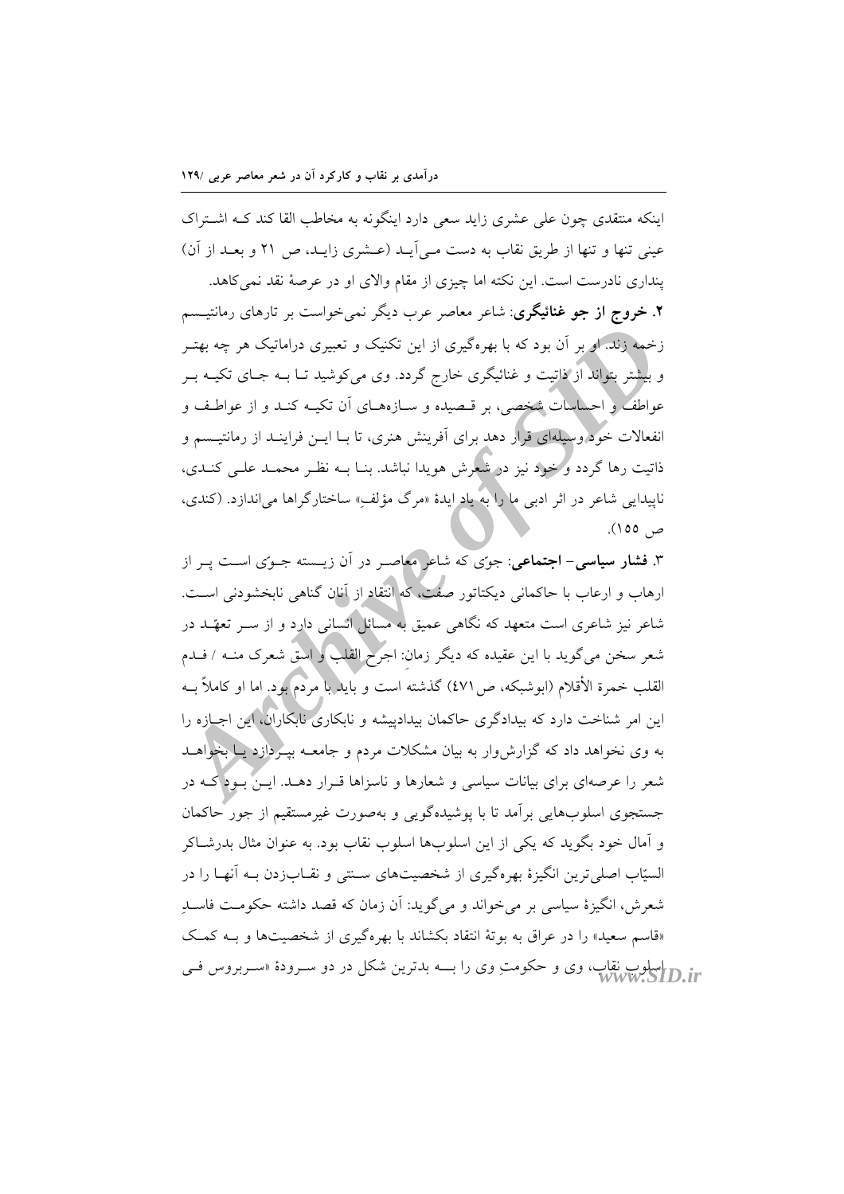اینکه منتقدی چون علی عشری زاید سعی دارد اینگونه به مخاطب القا کند کـه اشـتراک عینی تنها و تنها از طریق نقاب به دست مـی‌آیـد (عـشری زایـد، ص ۲۱ و بعـد از آن) پنداری نادرست است. این نکته اما چیزی از مقام والای او در عرصهٔ نقد نمی‌کاهد.

**۲. خروج از جو غنائیگری**: شاعر معاصر عرب دیگر نمی‌خواست بر تارهای رمانتیـسم زخمه زند. او بر آن بود که با بهره‌گیری از این تکنیک و تعبیری دراماتیک هر چه بهتـر و بیشتر بتواند از ذاتیت و غنائیگری خارج گردد. وی می‌کوشید تـا بـه جـای تکیـه بـر عواطف و احساسات شخصی، بر قـصیده و سـازه‌هـای آن تکیـه کنـد و از عواطـف و انفعالات خود وسیله‌ای قرار دهد برای آفرینش هنری، تا بـا ایـن فراینـد از رمانتیـسم و ذاتیت رها گردد و خود نیز در شعرش هویدا نباشد. بنـا بـه نظـر محمـد علـی کنـدی، ناپیدایی شاعر در اثر ادبی ما را به یاد ایدهٔ «مرگ مؤلف» ساختارگراها می‌اندازد. (کندی، ص ۱۵۵).

**۳. فشار سیاسی- اجتماعی**: جوّی که شاعر معاصـر در آن زیـسته جـوّی اسـت پـر از ارهاب و ارعاب با حاکمانی دیکتاتور صفت، که انتقاد از آنان گناهی نابخشودنی اسـت. شاعر نیز شاعری است متعهد که نگاهی عمیق به مسائل انسانی دارد و از سـر تعهّـد در شعر سخن می‌گوید با این عقیده که دیگر زمانِ اجرح القلب و اسق شعرک منـه / فـدم القلب خمرة الأقلام (ابوشبکه، ص۴۷۱) گذشته است و باید با مردم بود. اما او کاملاً بـه این امر شناخت دارد که بیدادگری حاکمان بیدادپیشه و نابکاری نابکاران، این اجـازه را به وی نخواهد داد که گزارش‌وار به بیان مشکلات مردم و جامعـه بپـردازد یـا بخواهـد شعر را عرصه‌ای برای بیانات سیاسی و شعارها و ناسزاها قـرار دهـد. ایـن بـود کـه در جستجوی اسلوب‌هایی برآمد تا با پوشیده‌گویی و به‌صورت غیرمستقیم از جور حاکمان و آمال خود بگوید که یکی از این اسلوب‌ها اسلوب نقاب بود. به عنوان مثال بدرشـاکر السیّاب اصلی‌ترین انگیزهٔ بهره‌گیری از شخصیت‌های سـنتی و نقـاب‌زدن بـه آنهـا را در شعرش، انگیزهٔ سیاسی بر می‌خواند و می‌گوید: آن زمان که قصد داشته حکومـت فاسـدِ «قاسم سعید» را در عراق به بوتهٔ انتقاد بکشاند با بهره‌گیری از شخصیت‌ها و بـه کمـک اسلوب نقاب، وی و حکومتِ وی را بـــه بدترین شکل در دو سـرودهٔ «سـربروس فـی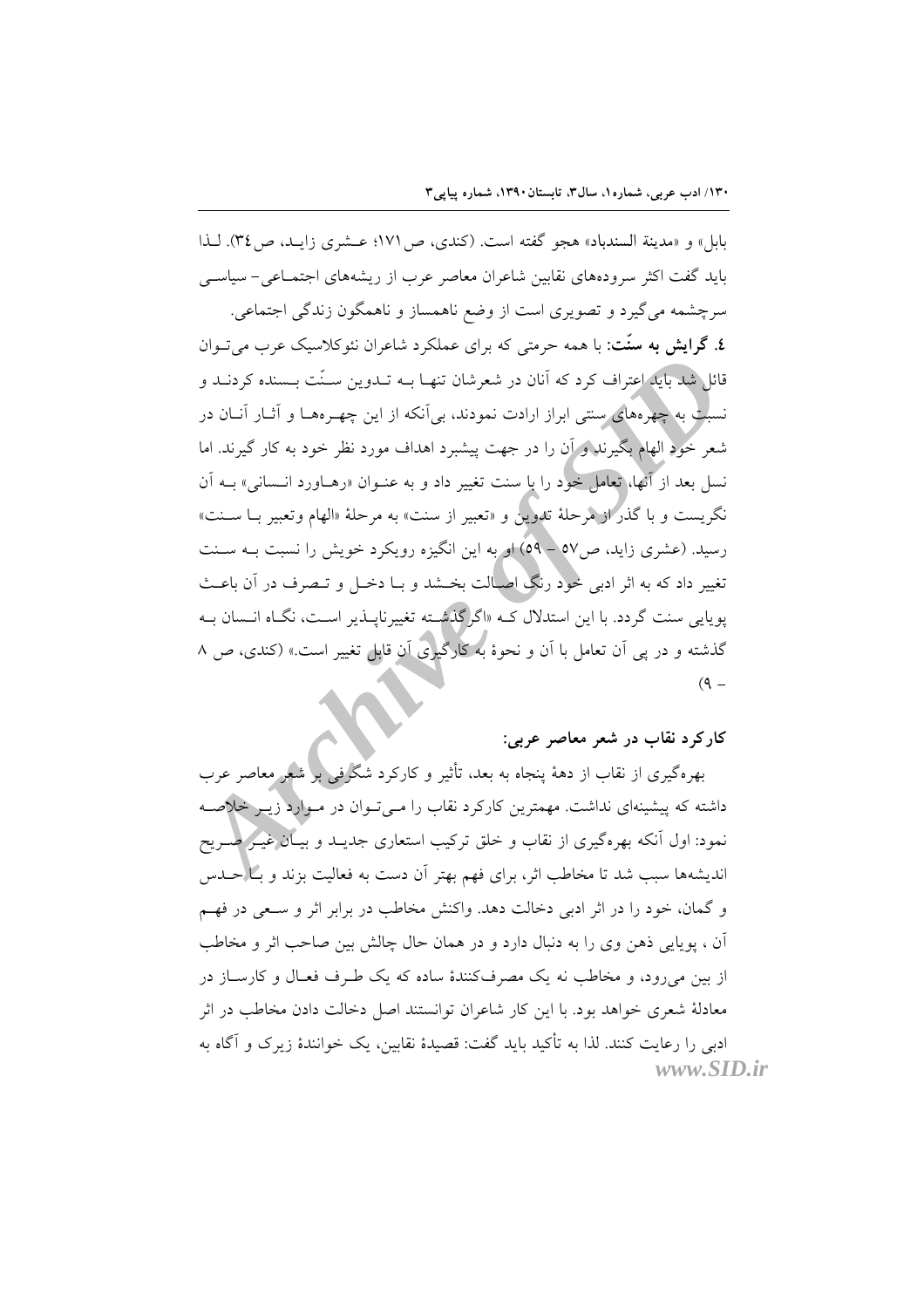بابل» و «مدینة السندباد» هجو گفته است. (کندی، ص۱۷۱؛ عـشری زایـد، ص۳٤). لـذا باید گفت اکثر سرودههای نقابین شاعران معاصر عرب از ریشههای اجتمـاعی- سیاسـی سرچشمه میگیرد و تصویری است از وضع ناهمساز و ناهمگون زندگی اجتماعی.

**٤. گرایش به سنّت:** با همه حرمتی که برای عملکرد شاعران نئوکلاسیک عرب میتـوان قائل شد باید اعتراف کرد که آنان در شعرشان تنهـا بـه تـدوین سـنّت بـسنده کردنـد و نسبت به چهرههای سنتی ابراز ارادت نمودند، بیآنکه از این چهـرههـا و آثـار آنـان در شعر خود الهام بگیرند و آن را در جهت پیشبرد اهداف مورد نظر خود به کار گیرند. اما نسل بعد از آنها، تعامل خود را با سنت تغییر داد و به عنـوان «رهـاورد انـسانی» بـه آن نگریست و با گذر از مرحلهٔ تدوین و «تعبیر از سنت» به مرحلهٔ «الهام وتعبیر بـا سـنت» رسید. (عشری زاید، ص۵۷ - ۵۹) او به این انگیزه رویکرد خویش را نسبت بـه سـنت تغییر داد که به اثر ادبی خود رنگ اصـالت بخـشد و بـا دخـل و تـصرف در آن باعـث پویایی سنت گردد. با این استدلال کـه «اگرگذشـته تغییرناپـذیر اسـت، نگـاه انـسان بـه گذشته و در پی آن تعامل با آن و نحوهٔ به کارگیری آن قابل تغییر است.» (کندی، ص ۸ - ۹)

## کارکرد نقاب در شعر معاصر عربی:

بهرهگیری از نقاب از دههٔ پنجاه به بعد، تأثیر و کارکرد شگرفی بر شعر معاصر عرب داشته که پیشینهای نداشت. مهمترین کارکرد نقاب را مـیتـوان در مـوارد زیـر خلاصـه نمود: اول آنکه بهرهگیری از نقاب و خلق ترکیب استعاری جدیـد و بیـان غیـر صـریح اندیشهها سبب شد تا مخاطب اثر، برای فهم بهتر آن دست به فعالیت بزند و بـا حـدس و گمان، خود را در اثر ادبی دخالت دهد. واکنش مخاطب در برابر اثر و سـعی در فهـم آن ، پویایی ذهن وی را به دنبال دارد و در همان حال چالش بین صاحب اثر و مخاطب از بین میرود، و مخاطب نه یک مصرفکنندهٔ ساده که یک طـرف فعـال و کارسـاز در معادلهٔ شعری خواهد بود. با این کار شاعران توانستند اصل دخالت دادن مخاطب در اثر ادبی را رعایت کنند. لذا به تأکید باید گفت: قصیدهٔ نقابین، یک خوانندهٔ زیرک و آگاه به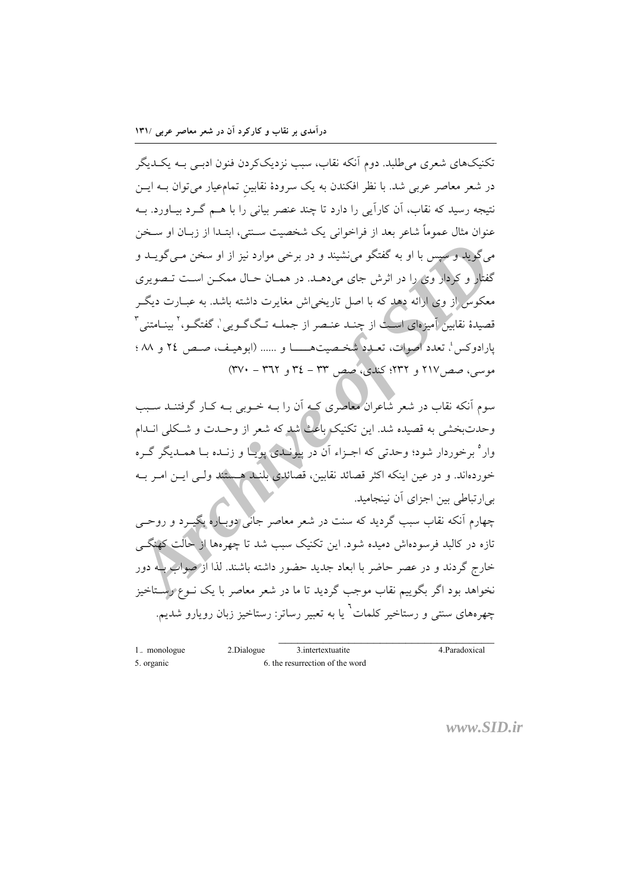تکنیک‌های شعری می‌طلبد. دوم آنکه نقاب، سبب نزدیک‌کردن فنون ادبی بـه یکـدیگر در شعر معاصر عربی شد. با نظر افکندن به یک سرودهٔ نقابینِ تمام‌عیار می‌توان بـه ایـن نتیجه رسید که نقاب، آن کارآیی را دارد تا چند عنصر بیانی را با هـم گـرد بیـاورد. بـه عنوان مثال عموماً شاعر بعد از فراخوانی یک شخصیت سـنتی، ابتـدا از زبـان او سـخن می‌گوید و سپس با او به گفتگو می‌نشیند و در برخی موارد نیز از او سخن مـی‌گویـد و گفتار و کردار وی را در اثرش جای می‌دهـد. در همـان حـال ممکـن اسـت تـصویری معکوس از وی ارائه دهد که با اصل تاریخی‌اش مغایرت داشته باشد. به عبـارت دیگـر قصیدهٔ نقابین آمیزه‌ای اسـت از چنـد عنـصر از جملـه تـک‌گـویی[1]، گفتگـو،[2] بینـامتنی[3] پارادوکس[4]، تعدد اصوات، تعـدد شخـصیت‌هـــا و ...... (ابوهیـف، صـص ٢٤ و ٨٨ ؛ موسی، صص٢١٧ و ٢٣٢؛ کندی، صص ٣٣ – ٣٤ و ٣٦٢ – ٣٧٠)

سوم آنکه نقاب در شعر شاعران معاصری کـه آن را بـه خـوبی بـه کـار گرفتنـد سـبب وحدت‌بخشی به قصیده شد. این تکنیک باعث شد که شعر از وحـدت و شـکلی انـدام وار[5] برخوردار شود؛ وحدتی که اجـزاء آن در پیونـدی پویـا و زنـده بـا همـدیگر گـره خورده‌اند. و در عین اینکه اکثر قصائد نقابین، قصائدی بلنـد هـستند ولـی ایـن امـر بـه بی‌ارتباطی بین اجزای آن نینجامید.

چهارم آنکه نقاب سبب گردید که سنت در شعر معاصر جانی دوبـاره بگیـرد و روحـی تازه در کالبد فرسوده‌اش دمیده شود. این تکنیک سبب شد تا چهره‌ها از حالت کهنگـی خارج گردند و در عصر حاضر با ابعاد جدید حضور داشته باشند. لذا از صواب بـه دور نخواهد بود اگر بگوییم نقاب موجب گردید تا ما در شعر معاصر با یک نـوع رسـتاخیز چهره‌های سنتی و رستاخیر کلمات[6] یا به تعبیر رساتر: رستاخیز زبان رویارو شدیم.

---

1. monologue
2. Dialogue
3. intertextuatite
4. Paradoxical
5. organic
6. the resurrection of the word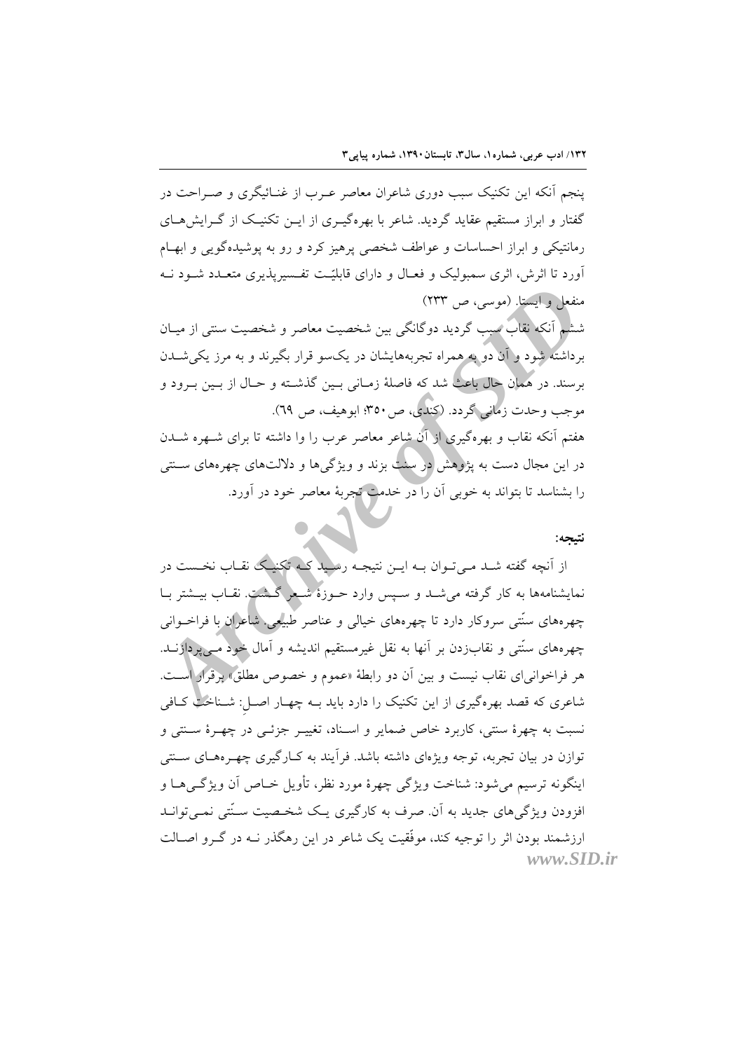پنجم آنکه این تکنیک سبب دوری شاعران معاصر عرب از غنائیگری و صراحت در گفتار و ابراز مستقیم عقاید گردید. شاعر با بهره‌گیری از این تکنیک از گرایش‌های رمانتیکی و ابراز احساسات و عواطف شخصی پرهیز کرد و رو به پوشیده‌گویی و ابهام آورد تا اثرش، اثری سمبولیک و فعال و دارای قابلیّت تفسیرپذیری متعدد شود نه منفعل و ایستا. (موسی، ص ۲۳۳)

ششم آنکه نقاب سبب گردید دوگانگی بین شخصیت معاصر و شخصیت سنتی از میان برداشته شود و آن دو به همراه تجربه‌هایشان در یک‌سو قرار بگیرند و به مرز یکی‌شدن برسند. در همان حال باعث شد که فاصلهٔ زمانی بین گذشته و حال از بین برود و موجب وحدت زمانی گردد. (کندی، ص۳۵۰؛ ابوهیف، ص ٦٩).

هفتم آنکه نقاب و بهره‌گیری از آن شاعر معاصر عرب را وا داشته تا برای شهره شدن در این مجال دست به پژوهش در سنت بزند و ویژگی‌ها و دلالت‌های چهره‌های سنتی را بشناسد تا بتواند به خوبی آن را در خدمت تجربهٔ معاصر خود در آورد.

**نتیجه:**

از آنچه گفته شد می‌توان به این نتیجه رسید که تکنیک نقاب نخست در نمایشنامه‌ها به کار گرفته می‌شد و سپس وارد حوزهٔ شعر گشت. نقاب بیشتر با چهره‌های سنّتی سروکار دارد تا چهره‌های خیالی و عناصر طبیعی. شاعران با فراخوانی چهره‌های سنّتی و نقاب‌زدن بر آنها به نقل غیرمستقیم اندیشه و آمال خود می‌پردازند. هر فراخوانی‌ای نقاب نیست و بین آن دو رابطهٔ «عموم و خصوص مطلق» برقرار است. شاعری که قصد بهره‌گیری از این تکنیک را دارد باید به چهار اصل: شناخت کافی نسبت به چهرهٔ سنتی، کاربرد خاص ضمایر و اسناد، تغییر جزئی در چهرهٔ سنتی و توازن در بیان تجربه، توجه ویژه‌ای داشته باشد. فرآیند به کارگیری چهره‌های سنتی اینگونه ترسیم می‌شود: شناخت ویژگی چهرهٔ مورد نظر، تأویل خاص آن ویژگی‌ها و افزودن ویژگی‌های جدید به آن. صرف به کارگیری یک شخصیت سنّتی نمی‌تواند ارزشمند بودن اثر را توجیه کند، موفّقیت یک شاعر در این رهگذر نه در گرو اصالت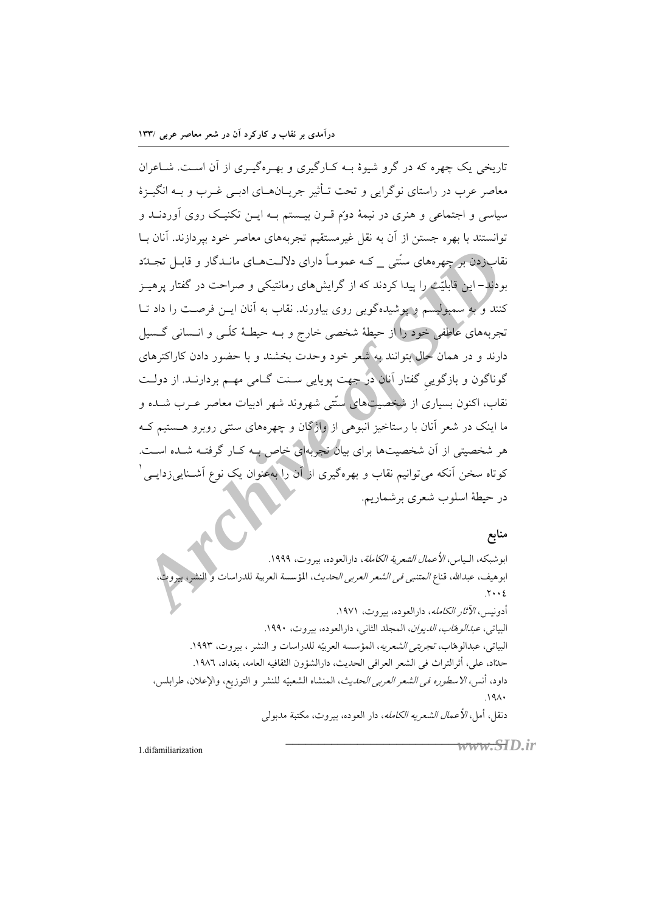تاریخی یک چهره که در گرو شیوهٔ بـه کـارگیری و بهـره‌گیـری از آن اسـت. شـاعران معاصر عرب در راستای نوگرایی و تحت تـأثیر جریـان‌هـای ادبـی غـرب و بـه انگیـزهٔ سیاسی و اجتماعی و هنری در نیمهٔ دوّم قـرن بیـستم بـه ایـن تکنیـک روی آوردنـد و توانستند با بهره جستن از آن به نقل غیرمستقیم تجربه‌های معاصر خود بپردازند. آنان بـا نقاب‌زدن بر چهره‌های سنّتی _ کـه عمومـاً دارای دلالـت‌هـای مانـدگار و قابـل تجـدّد بودند- این قابلیّت را پیدا کردند که از گرایش‌های رمانتیکی و صراحت در گفتار پرهیـز کنند و به سمبولیسم و پوشیده‌گویی روی بیاورند. نقاب به آنان ایـن فرصـت را داد تـا تجربه‌های عاطفی خود را از حیطهٔ شخصی خارج و بـه حیطـهٔ کلّـی و انـسانی گـسیل دارند و در همان حال بتوانند به شعر خود وحدت بخشند و با حضور دادن کاراکترهای گوناگون و بازگوییِ گفتار آنان در جهت پویایی سـنت گـامی مهـم بردارنـد. از دولـت نقاب، اکنون بسیاری از شخصیت‌های سنّتی شهروند شهر ادبیات معاصر عـرب شـده و ما اینک در شعر آنان با رستاخیز انبوهی از واژگان و چهره‌های سنتی روبرو هـستیم کـه هر شخصیتی از آن شخصیت‌ها برای بیان تجربه‌ای خاص بـه کـار گرفتـه شـده اسـت. کوتاه سخن آنکه می‌توانیم نقاب و بهره‌گیری از آن را به‌عنوان یک نوع آشـنایی‌زدایـی[1] در حیطهٔ اسلوب شعری برشماریم.

## منابع

ابوشبکه، الـیاس، *الأعمال الشعریة الکاملة*، دارالعوده، بیروت، ١٩٩٩.

ابوهیف، عبدالله، قناع *المتنبی فی الشعر العربی الحدیث*، المؤسسة العربیة للدراسات و النشر، بیروت، ٢٠٠٤.

أدونیس، *الآثار الکامله*، دارالعوده، بیروت، ١٩٧١.

البیاتی، *عبدالوهّاب، الدیوان*، المجلد الثانی، دارالعوده، بیروت، ١٩٩٠.

البیاتی، عبدالوهّاب، *تجربتی الشعریه*، المؤسسه العربیّه للدراسات و النشر ، بیروت، ١٩٩٣.

حدّاد، علی، أثرالتراث فی الشعر العراقی الحدیث، دارالشؤون الثقافیه العامه، بغداد، ١٩٨٦.

داود، أنس، *الاسطوره فی الشعر العربی الحدیث*، المنشاه الشعبیّه للنشر و التوزیع، والإعلان، طرابلس، ١٩٨٠.

دنقل، أمل، *الأعمال الشعریه الکامله*، دار العوده، بیروت، مکتبة مدبولی

1.difamiliarization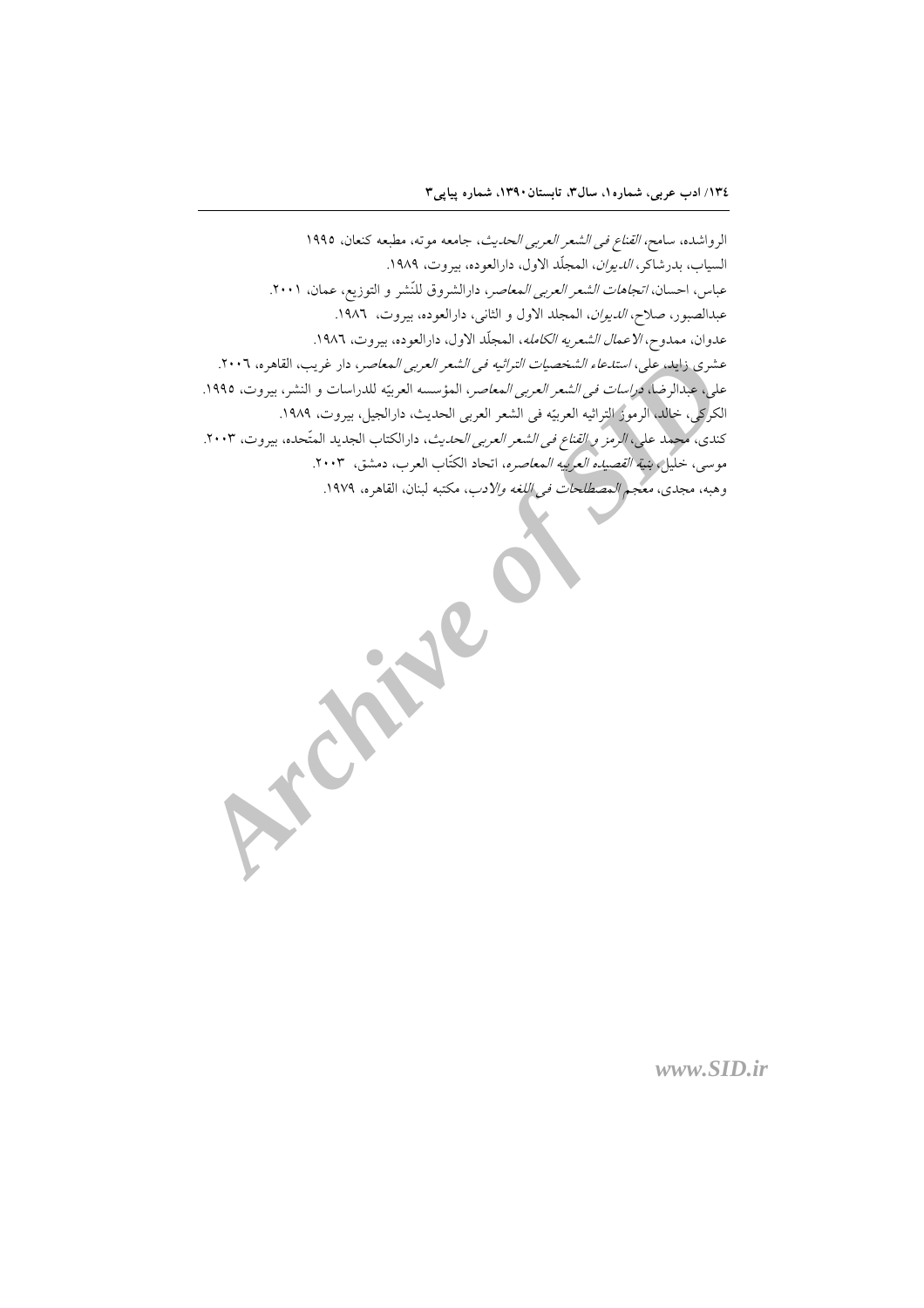الرواشده، سامح، *القناع فی الشعر العربی الحدیث*، جامعه موته، مطبعه کنعان، ١٩٩٥

السیاب، بدرشاکر، *الدیوان*، المجلّد الاول، دارالعوده، بیروت، ١٩٨٩.

عباس، احسان، *اتجاهات الشعر العربی المعاصر*، دارالشروق للنّشر و التوزیع، عمان، ٢٠٠١.

عبدالصبور، صلاح، *الدیوان*، المجلد الاول و الثانی، دارالعوده، بیروت، ١٩٨٦.

عدوان، ممدوح، *الاعمال الشعریه الکامله*، المجلّد الاول، دارالعوده، بیروت، ١٩٨٦.

عشری زاید، علی، *استدعاء الشخصیات التراثیه فی الشعر العربی المعاصر*، دار غریب، القاهره، ٢٠٠٦.

علی، عبدالرضا، *دراسات فی الشعر العربی المعاصر*، المؤسسه العربیّه للدراسات و النشر، بیروت، ١٩٩٥.

الکرکی، خالد، الرموز التراثیه العربیّه فی الشعر العربی الحدیث، دارالجیل، بیروت، ١٩٨٩.

کندی، محمد علی، *الرمز و القناع فی الشعر العربی الحدیث*، دارالکتاب الجدید المتّحده، بیروت، ٢٠٠٣.

موسی، خلیل، *بنیة القصیده العربیه المعاصره*، اتحاد الکتّاب العرب، دمشق، ٢٠٠٣.

وهبه، مجدی، *معجم المصطلحات فی اللغه والادب*، مکتبه لبنان، القاهره، ١٩٧٩.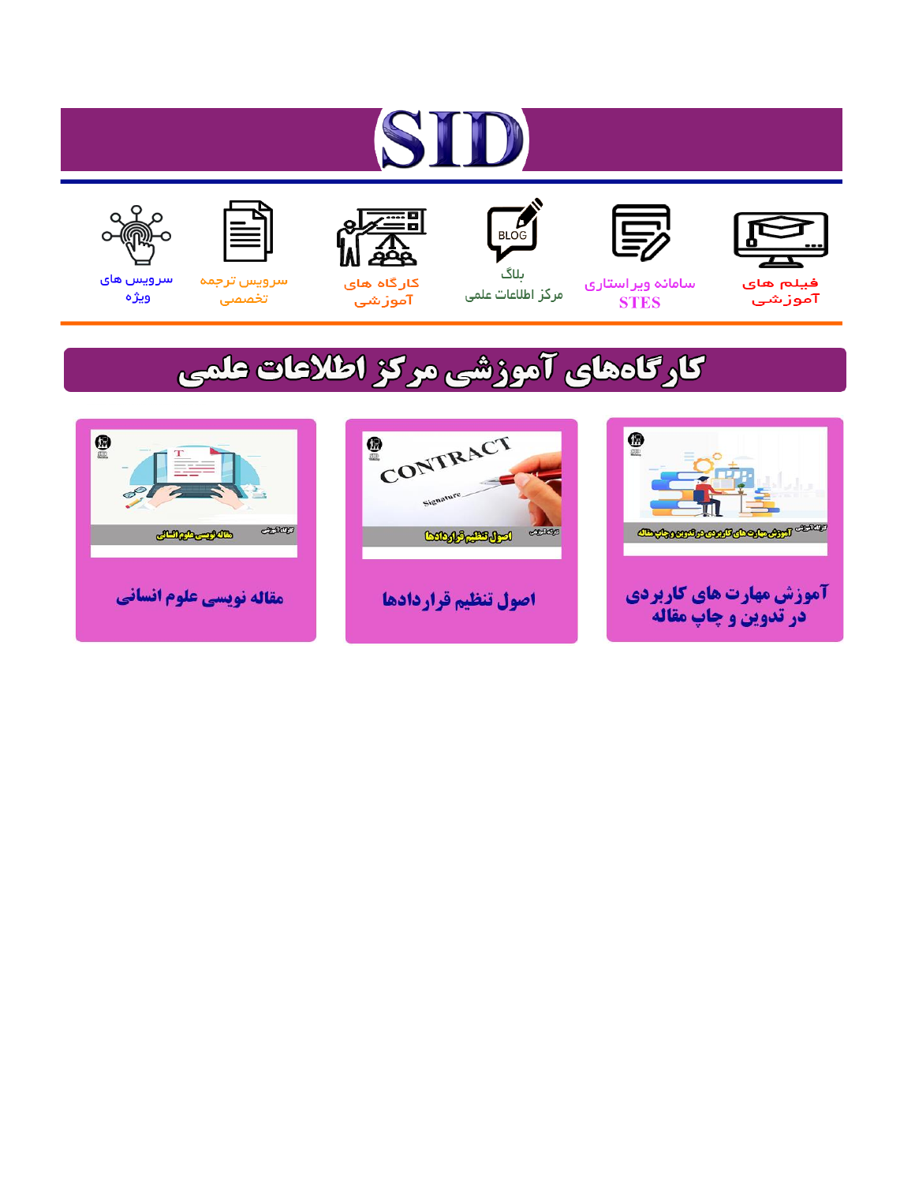# SID

فیلم های آموزشی

سامانه ویراستاری STES

بلاگ مرکز اطلاعات علمی

کارگاه های آموزشی

سرویس ترجمه تخصصی

سرویس های ویژه

## کارگاه‌های آموزشی مرکز اطلاعات علمی

آموزش مهارت های کاربردی در تدوین و چاپ مقاله

اصول تنظیم قراردادها

مقاله نویسی علوم انسانی